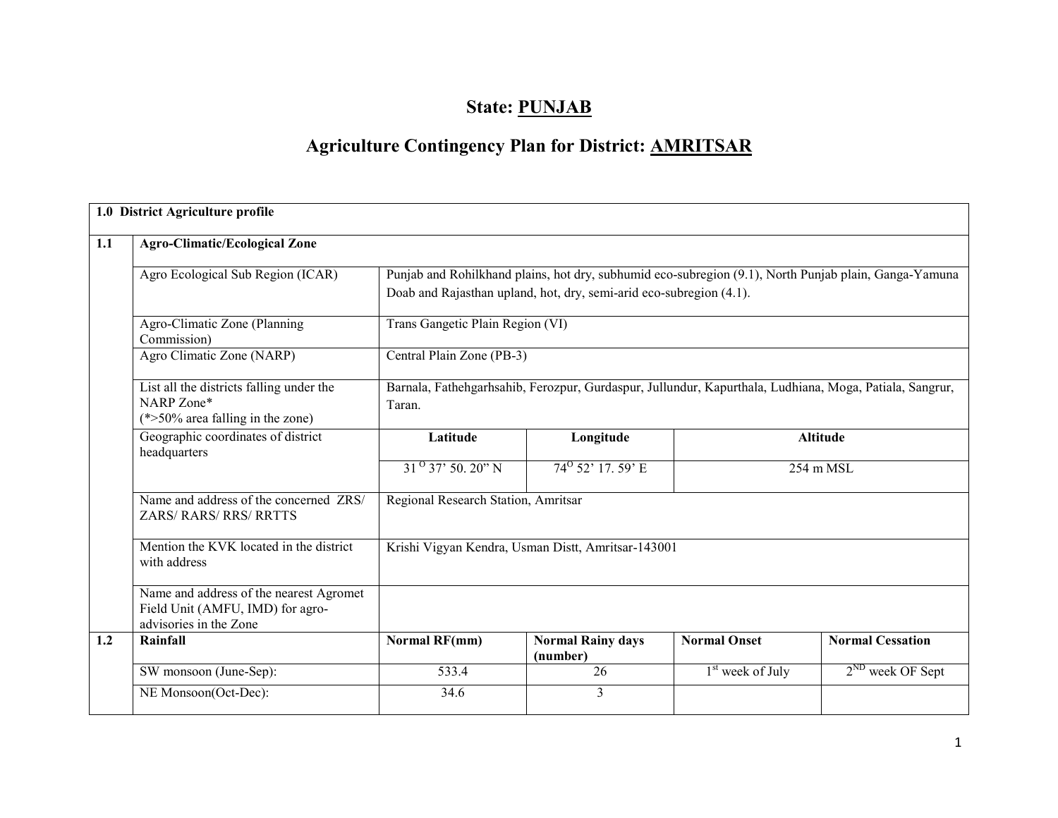# State: PUNJAB

## Agriculture Contingency Plan for District: AMRITSAR

| 1.0 District Agriculture profile | | | | | |
|---|---|---|---|---|---|
| 1.1 | Agro-Climatic/Ecological Zone | | | | |
| | Agro Ecological Sub Region (ICAR) | Punjab and Rohilkhand plains, hot dry, subhumid eco-subregion (9.1), North Punjab plain, Ganga-Yamuna Doab and Rajasthan upland, hot, dry, semi-arid eco-subregion (4.1). | | | |
| | Agro-Climatic Zone (Planning Commission) | Trans Gangetic Plain Region (VI) | | | |
| | Agro Climatic Zone (NARP) | Central Plain Zone (PB-3) | | | |
| | List all the districts falling under the NARP Zone* (*>50% area falling in the zone) | Barnala, Fathehgarhsahib, Ferozpur, Gurdaspur, Jullundur, Kapurthala, Ludhiana, Moga, Patiala, Sangrur, Taran. | | | |
| | Geographic coordinates of district headquarters | **Latitude** | **Longitude** | **Altitude** | |
| | | 31 $^{O}$ 37' 50. 20" N | 74$^{O}$ 52' 17. 59' E | 254 m MSL | |
| | Name and address of the concerned ZRS/ ZARS/ RARS/ RRS/ RRTTS | Regional Research Station, Amritsar | | | |
| | Mention the KVK located in the district with address | Krishi Vigyan Kendra, Usman Distt, Amritsar-143001 | | | |
| | Name and address of the nearest Agromet Field Unit (AMFU, IMD) for agro-advisories in the Zone | | | | |
| 1.2 | **Rainfall** | **Normal RF(mm)** | **Normal Rainy days (number)** | **Normal Onset** | **Normal Cessation** |
| | SW monsoon (June-Sep): | 533.4 | 26 | 1st week of July | 2ND week OF Sept |
| | NE Monsoon(Oct-Dec): | 34.6 | 3 | | |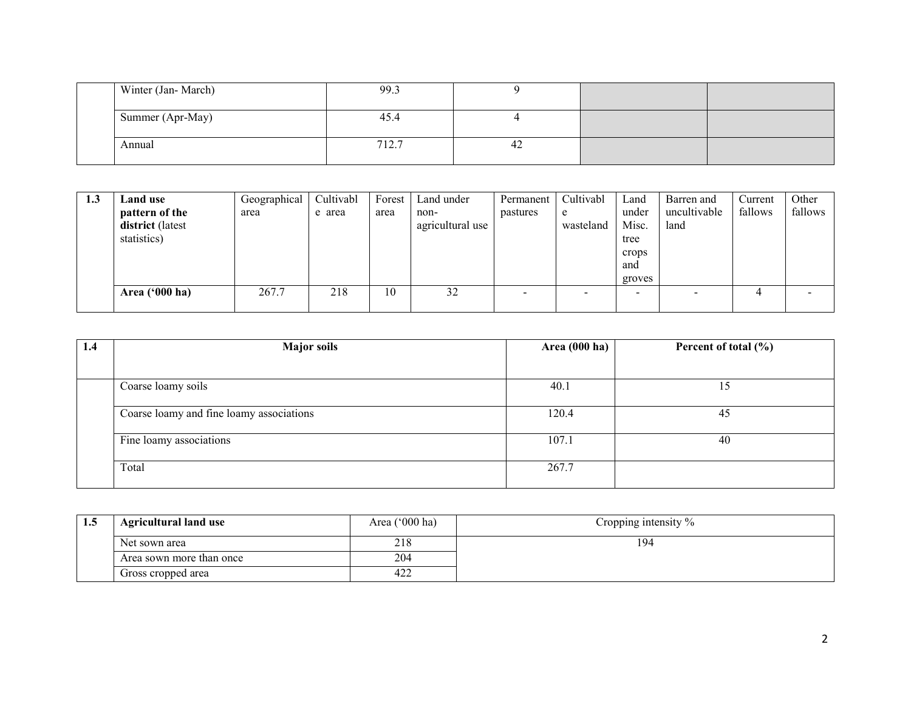| | Winter (Jan- March) | 99.3 | 9 | | |
|---|---|---|---|---|---|
| | Summer (Apr-May) | 45.4 | 4 | | |
| | Annual | 712.7 | 42 | | |

| 1.3 | **Land use pattern of the district** (latest statistics) | Geographical area | Cultivable area | Forest area | Land under non-agricultural use | Permanent pastures | Cultivable wasteland | Land under Misc. tree crops and groves | Barren and uncultivable land | Current fallows | Other fallows |
|---|---|---|---|---|---|---|---|---|---|---|---|
| | **Area ('000 ha)** | 267.7 | 218 | 10 | 32 | - | - | - | - | 4 | - |

| 1.4 | **Major soils** | **Area (000 ha)** | **Percent of total (%)** |
|---|---|---|---|
| | Coarse loamy soils | 40.1 | 15 |
| | Coarse loamy and fine loamy associations | 120.4 | 45 |
| | Fine loamy associations | 107.1 | 40 |
| | Total | 267.7 | |

| 1.5 | **Agricultural land use** | Area ('000 ha) | Cropping intensity % |
|---|---|---|---|
| | Net sown area | 218 | 194 |
| | Area sown more than once | 204 | |
| | Gross cropped area | 422 | |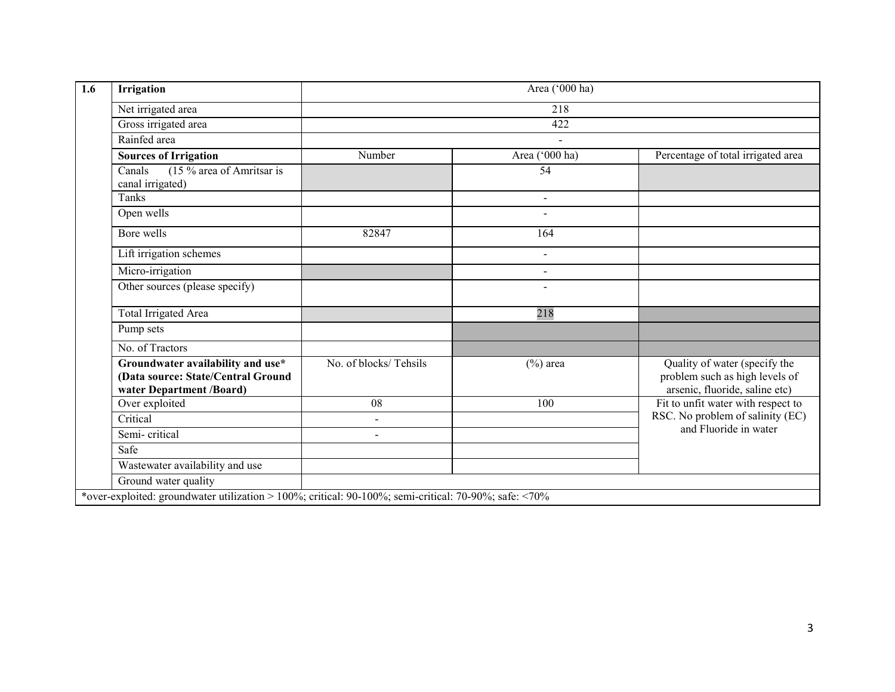| 1.6 | Irrigation | Area ('000 ha) | | |
|---|---|---|---|---|
| | Net irrigated area | 218 | | |
| | Gross irrigated area | 422 | | |
| | Rainfed area | - | | |
| | **Sources of Irrigation** | Number | Area ('000 ha) | Percentage of total irrigated area |
| | Canals (15 % area of Amritsar is canal irrigated) | | 54 | |
| | Tanks | | - | |
| | Open wells | | - | |
| | Bore wells | 82847 | 164 | |
| | Lift irrigation schemes | | - | |
| | Micro-irrigation | | - | |
| | Other sources (please specify) | | - | |
| | Total Irrigated Area | | 218 | |
| | Pump sets | | | |
| | No. of Tractors | | | |
| | **Groundwater availability and use* (Data source: State/Central Ground water Department /Board)** | No. of blocks/ Tehsils | (%) area | Quality of water (specify the problem such as high levels of arsenic, fluoride, saline etc) |
| | Over exploited | 08 | 100 | Fit to unfit water with respect to RSC. No problem of salinity (EC) and Fluoride in water |
| | Critical | - | | |
| | Semi- critical | - | | |
| | Safe | | | |
| | Wastewater availability and use | | | |
| | Ground water quality | | | |

*over-exploited: groundwater utilization > 100%; critical: 90-100%; semi-critical: 70-90%; safe: <70%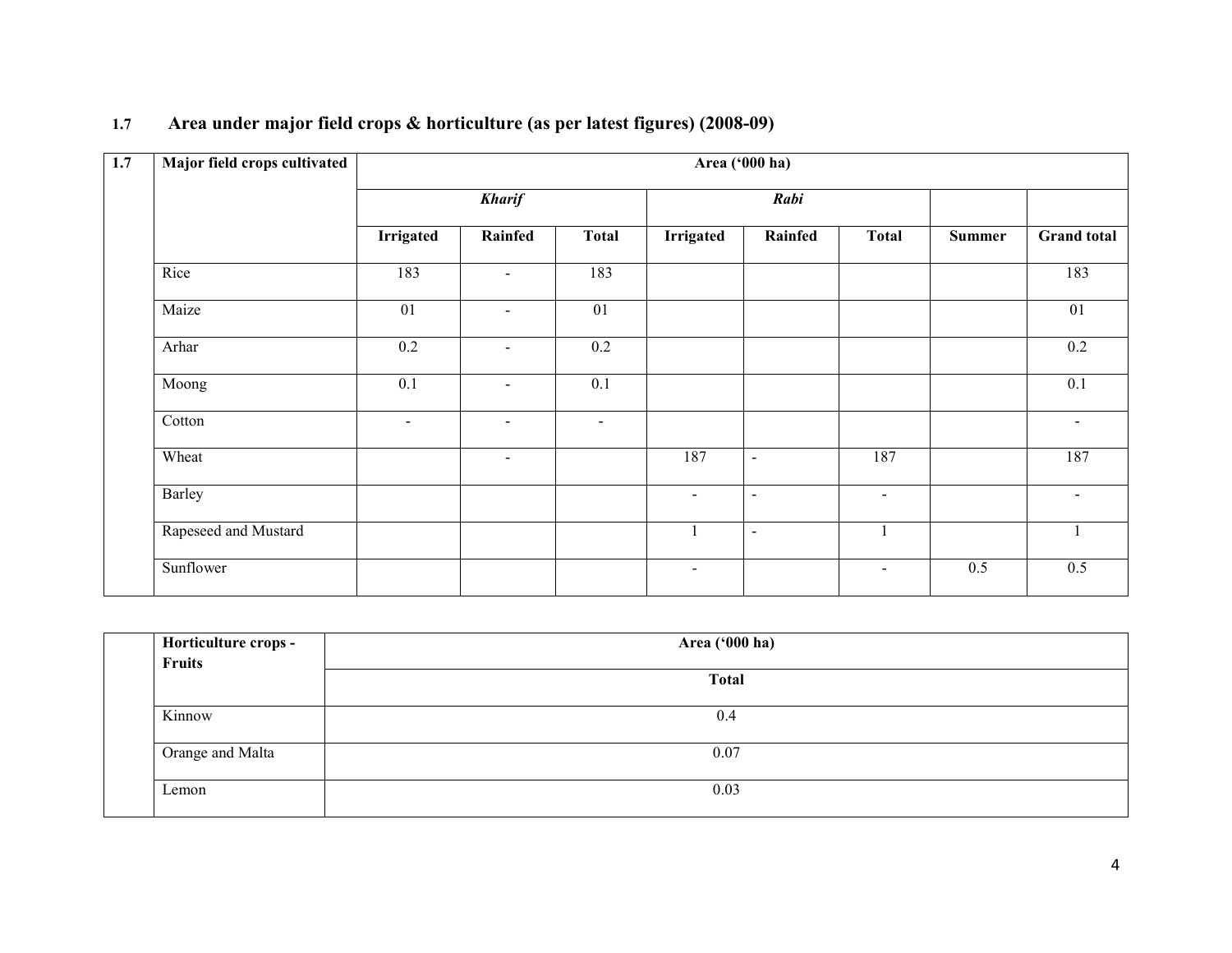## 1.7 Area under major field crops & horticulture (as per latest figures) (2008-09)

| 1.7 | Major field crops cultivated | Area ('000 ha) | | | | | | | |
|---|---|---|---|---|---|---|---|---|---|
| | | *Kharif* | | | *Rabi* | | | | |
| | | Irrigated | Rainfed | Total | Irrigated | Rainfed | Total | Summer | Grand total |
| | Rice | 183 | - | 183 | | | | | 183 |
| | Maize | 01 | - | 01 | | | | | 01 |
| | Arhar | 0.2 | - | 0.2 | | | | | 0.2 |
| | Moong | 0.1 | - | 0.1 | | | | | 0.1 |
| | Cotton | - | - | - | | | | | - |
| | Wheat | | - | | 187 | - | 187 | | 187 |
| | Barley | | | | - | - | - | | - |
| | Rapeseed and Mustard | | | | 1 | - | 1 | | 1 |
| | Sunflower | | | | - | | - | 0.5 | 0.5 |

| | Horticulture crops - Fruits | Area ('000 ha) |
|---|---|---|
| | | Total |
| | Kinnow | 0.4 |
| | Orange and Malta | 0.07 |
| | Lemon | 0.03 |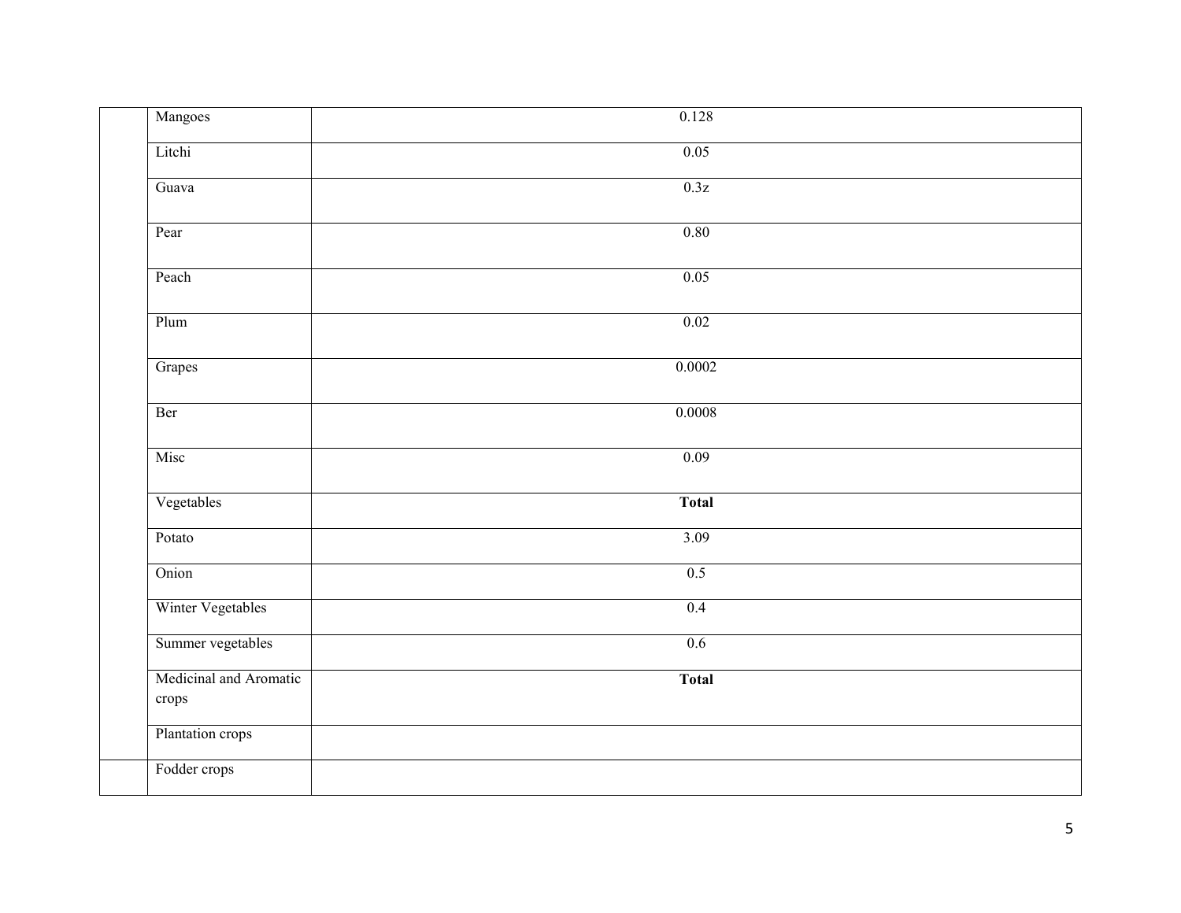| | | |
|---|---|---|
| | Mangoes | 0.128 |
| | Litchi | 0.05 |
| | Guava | 0.3z |
| | Pear | 0.80 |
| | Peach | 0.05 |
| | Plum | 0.02 |
| | Grapes | 0.0002 |
| | Ber | 0.0008 |
| | Misc | 0.09 |
| | Vegetables | **Total** |
| | Potato | 3.09 |
| | Onion | 0.5 |
| | Winter Vegetables | 0.4 |
| | Summer vegetables | 0.6 |
| | Medicinal and Aromatic crops | **Total** |
| | Plantation crops | |
| | Fodder crops | |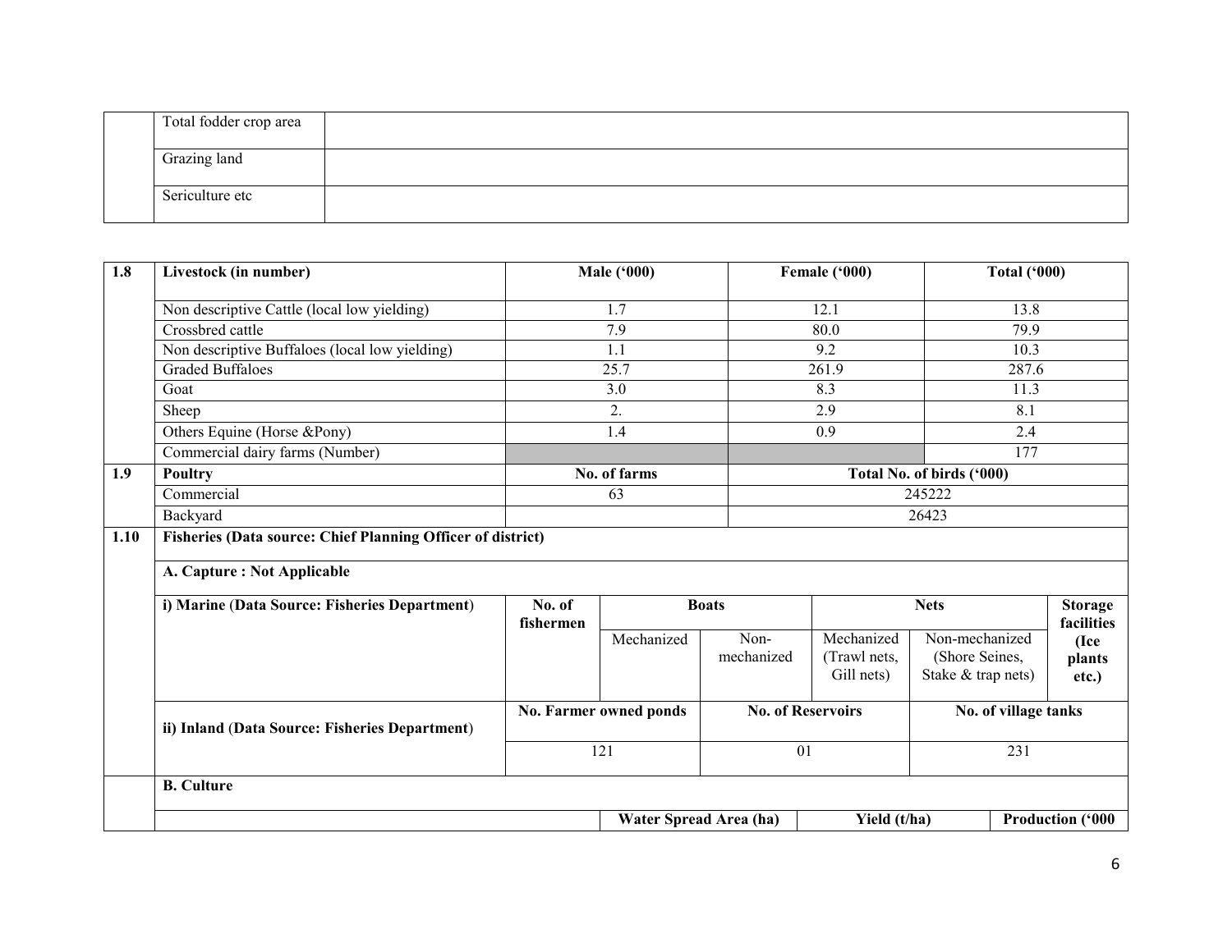| | | |
|---|---|---|
| | Total fodder crop area | |
| | Grazing land | |
| | Sericulture etc | |

| 1.8 | Livestock (in number) | Male ('000) | Female ('000) | Total ('000) |
|---|---|---|---|---|
| | Non descriptive Cattle (local low yielding) | 1.7 | 12.1 | 13.8 |
| | Crossbred cattle | 7.9 | 80.0 | 79.9 |
| | Non descriptive Buffaloes (local low yielding) | 1.1 | 9.2 | 10.3 |
| | Graded Buffaloes | 25.7 | 261.9 | 287.6 |
| | Goat | 3.0 | 8.3 | 11.3 |
| | Sheep | 2. | 2.9 | 8.1 |
| | Others Equine (Horse &Pony) | 1.4 | 0.9 | 2.4 |
| | Commercial dairy farms (Number) | | | 177 |
| **1.9** | **Poultry** | **No. of farms** | **Total No. of birds ('000)** | |
| | Commercial | 63 | 245222 | |
| | Backyard | | 26423 | |

**1.10 Fisheries (Data source: Chief Planning Officer of district)**

**A. Capture : Not Applicable**

| i) Marine (Data Source: Fisheries Department) | No. of fishermen | Boats | | Nets | | Storage facilities (Ice plants etc.) |
|---|---|---|---|---|---|---|
| | | Mechanized | Non-mechanized | Mechanized (Trawl nets, Gill nets) | Non-mechanized (Shore Seines, Stake & trap nets) | |

| ii) Inland (Data Source: Fisheries Department) | No. Farmer owned ponds | No. of Reservoirs | No. of village tanks |
|---|---|---|---|
| | 121 | 01 | 231 |

**B. Culture**

| | Water Spread Area (ha) | Yield (t/ha) | Production ('000 |
|---|---|---|---|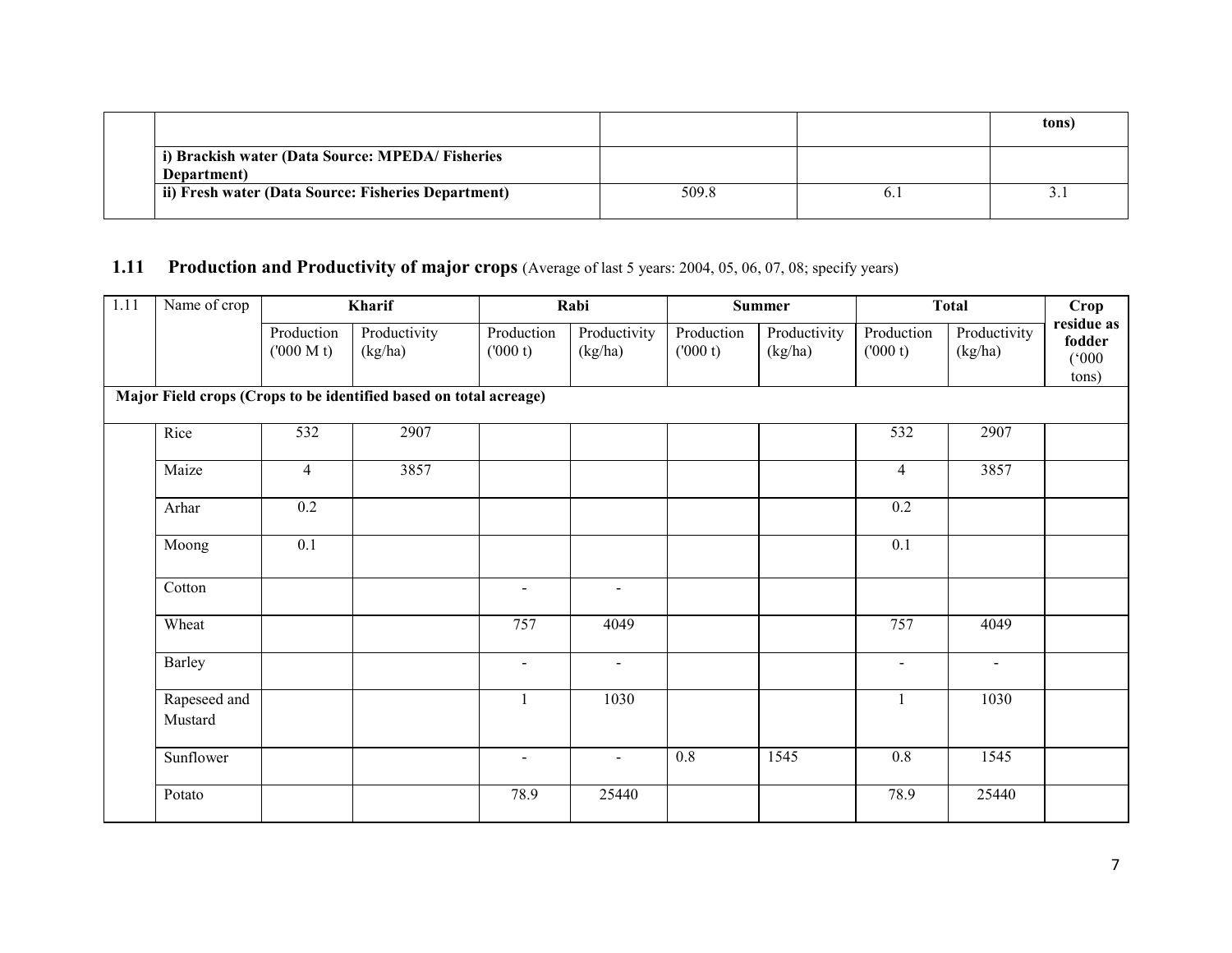| | | | | tons) |
|---|---|---|---|---|
| | i) Brackish water (Data Source: MPEDA/ Fisheries Department) | | | |
| | ii) Fresh water (Data Source: Fisheries Department) | 509.8 | 6.1 | 3.1 |

## 1.11 Production and Productivity of major crops (Average of last 5 years: 2004, 05, 06, 07, 08; specify years)

| 1.11 | Name of crop | Kharif | | Rabi | | Summer | | Total | | Crop residue as fodder ('000 tons) |
|---|---|---|---|---|---|---|---|---|---|---|
| | | Production ('000 M t) | Productivity (kg/ha) | Production ('000 t) | Productivity (kg/ha) | Production ('000 t) | Productivity (kg/ha) | Production ('000 t) | Productivity (kg/ha) | |
| **Major Field crops (Crops to be identified based on total acreage)** | | | | | | | | | | |
| | Rice | 532 | 2907 | | | | | 532 | 2907 | |
| | Maize | 4 | 3857 | | | | | 4 | 3857 | |
| | Arhar | 0.2 | | | | | | 0.2 | | |
| | Moong | 0.1 | | | | | | 0.1 | | |
| | Cotton | | | - | - | | | | | |
| | Wheat | | | 757 | 4049 | | | 757 | 4049 | |
| | Barley | | | - | - | | | - | - | |
| | Rapeseed and Mustard | | | 1 | 1030 | | | 1 | 1030 | |
| | Sunflower | | | - | - | 0.8 | 1545 | 0.8 | 1545 | |
| | Potato | | | 78.9 | 25440 | | | 78.9 | 25440 | |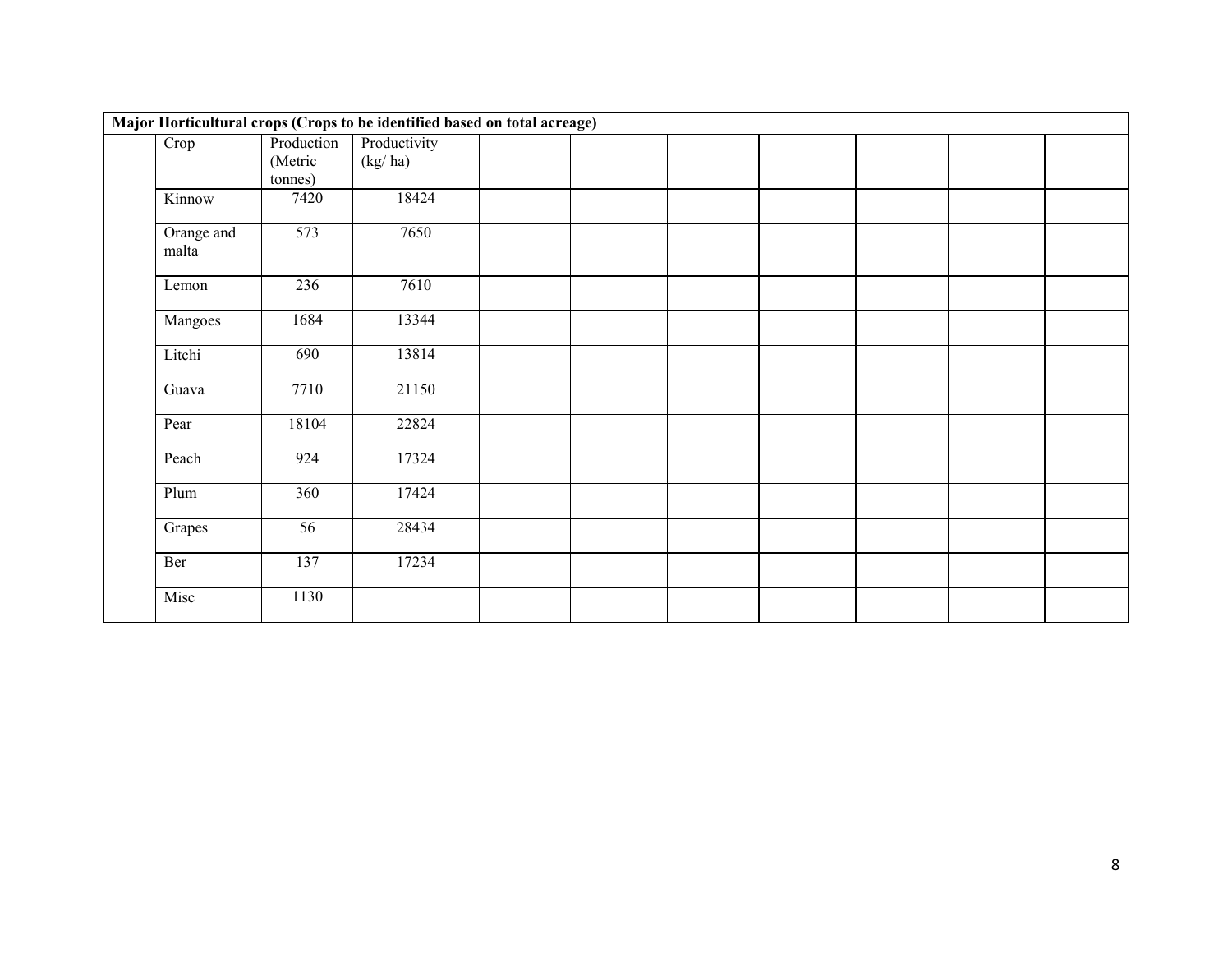| Major Horticultural crops (Crops to be identified based on total acreage) | | | | | | | | | | |
|---|---|---|---|---|---|---|---|---|---|---|
| | Crop | Production (Metric tonnes) | Productivity (kg/ ha) | | | | | | | |
| | Kinnow | 7420 | 18424 | | | | | | | |
| | Orange and malta | 573 | 7650 | | | | | | | |
| | Lemon | 236 | 7610 | | | | | | | |
| | Mangoes | 1684 | 13344 | | | | | | | |
| | Litchi | 690 | 13814 | | | | | | | |
| | Guava | 7710 | 21150 | | | | | | | |
| | Pear | 18104 | 22824 | | | | | | | |
| | Peach | 924 | 17324 | | | | | | | |
| | Plum | 360 | 17424 | | | | | | | |
| | Grapes | 56 | 28434 | | | | | | | |
| | Ber | 137 | 17234 | | | | | | | |
| | Misc | 1130 | | | | | | | | |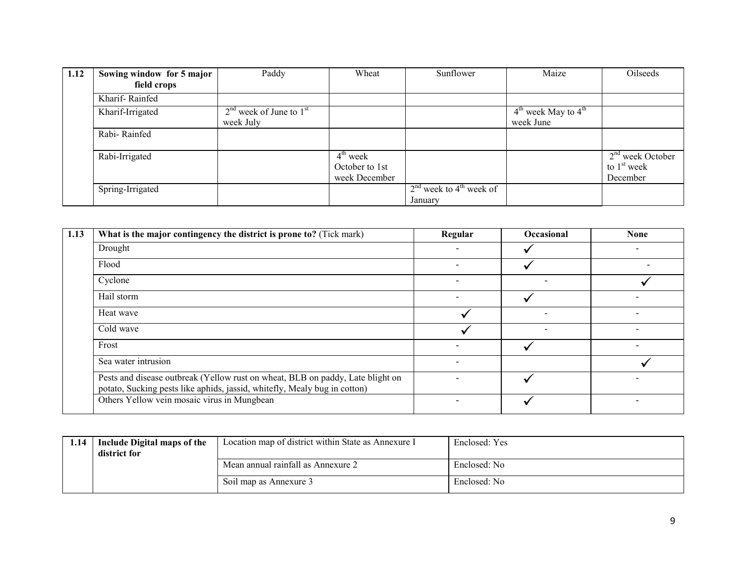| 1.12 | Sowing window for 5 major field crops | Paddy | Wheat | Sunflower | Maize | Oilseeds |
|---|---|---|---|---|---|---|
| | Kharif- Rainfed | | | | | |
| | Kharif-Irrigated | 2nd week of June to 1st week July | | | 4th week May to 4th week June | |
| | Rabi- Rainfed | | | | | |
| | Rabi-Irrigated | | 4th week October to 1st week December | | | 2nd week October to 1st week December |
| | Spring-Irrigated | | | 2nd week to 4th week of January | | |

| 1.13 | What is the major contingency the district is prone to? (Tick mark) | Regular | Occasional | None |
|---|---|---|---|---|
| | Drought | - | ✓ | - |
| | Flood | - | ✓ | - |
| | Cyclone | - | - | ✓ |
| | Hail storm | - | ✓ | - |
| | Heat wave | ✓ | - | - |
| | Cold wave | ✓ | - | - |
| | Frost | - | ✓ | - |
| | Sea water intrusion | - | | ✓ |
| | Pests and disease outbreak (Yellow rust on wheat, BLB on paddy, Late blight on potato, Sucking pests like aphids, jassid, whitefly, Mealy bug in cotton) | - | ✓ | - |
| | Others Yellow vein mosaic virus in Mungbean | - | ✓ | - |

| 1.14 | Include Digital maps of the district for | Location map of district within State as Annexure I | Enclosed: Yes |
|---|---|---|---|
| | | Mean annual rainfall as Annexure 2 | Enclosed: No |
| | | Soil map as Annexure 3 | Enclosed: No |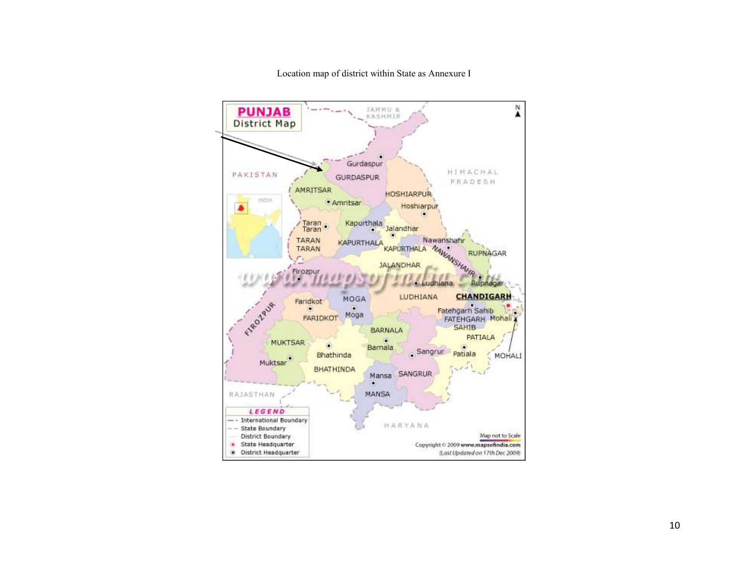Location map of district within State as Annexure I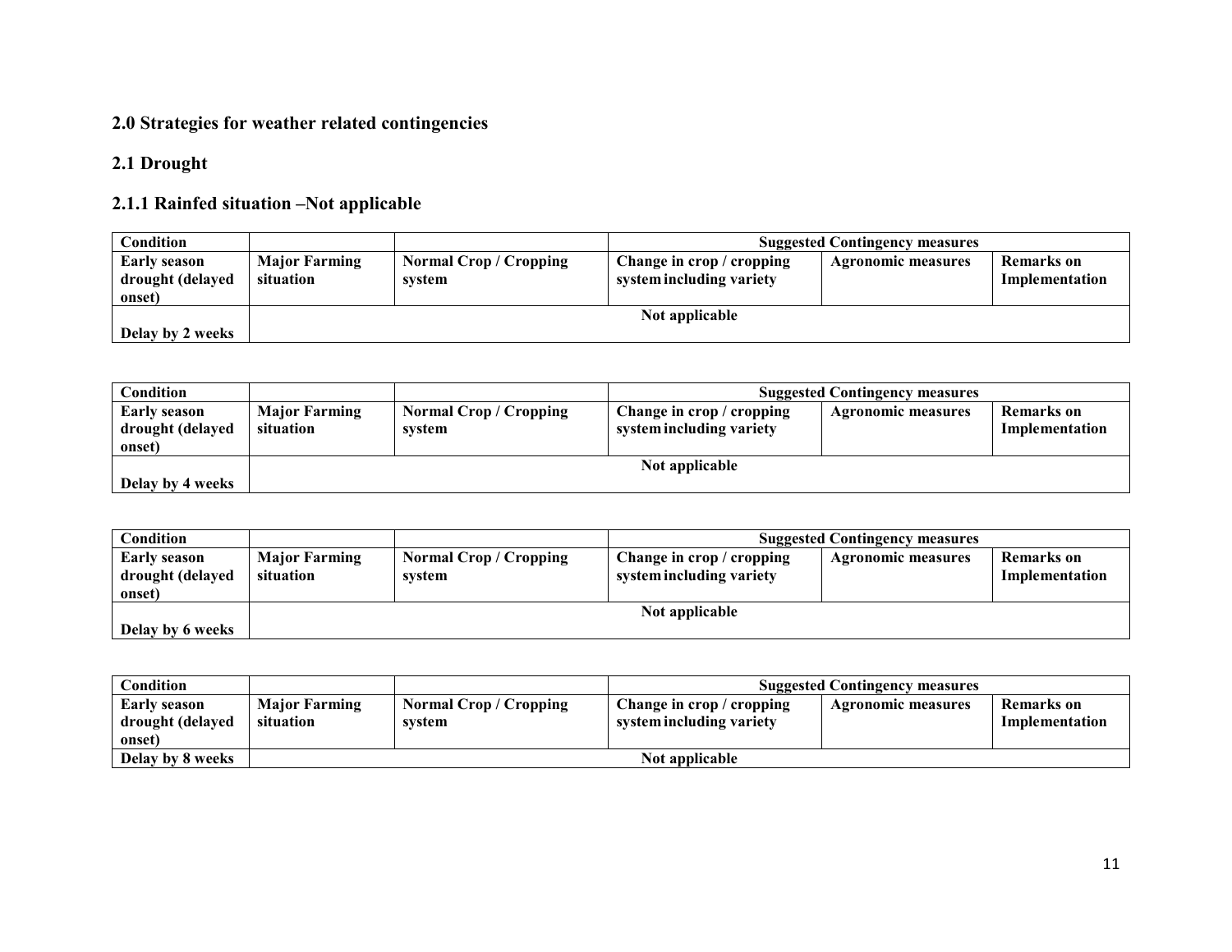## 2.0 Strategies for weather related contingencies

### 2.1 Drought

#### 2.1.1 Rainfed situation –Not applicable

| Condition | | | Suggested Contingency measures | | |
|---|---|---|---|---|---|
| **Early season drought (delayed onset)** | **Major Farming situation** | **Normal Crop / Cropping system** | **Change in crop / cropping system including variety** | **Agronomic measures** | **Remarks on Implementation** |
| **Delay by 2 weeks** | **Not applicable** | | | | |

| Condition | | | Suggested Contingency measures | | |
|---|---|---|---|---|---|
| **Early season drought (delayed onset)** | **Major Farming situation** | **Normal Crop / Cropping system** | **Change in crop / cropping system including variety** | **Agronomic measures** | **Remarks on Implementation** |
| **Delay by 4 weeks** | **Not applicable** | | | | |

| Condition | | | Suggested Contingency measures | | |
|---|---|---|---|---|---|
| **Early season drought (delayed onset)** | **Major Farming situation** | **Normal Crop / Cropping system** | **Change in crop / cropping system including variety** | **Agronomic measures** | **Remarks on Implementation** |
| **Delay by 6 weeks** | **Not applicable** | | | | |

| Condition | | | Suggested Contingency measures | | |
|---|---|---|---|---|---|
| **Early season drought (delayed onset)** | **Major Farming situation** | **Normal Crop / Cropping system** | **Change in crop / cropping system including variety** | **Agronomic measures** | **Remarks on Implementation** |
| **Delay by 8 weeks** | **Not applicable** | | | | |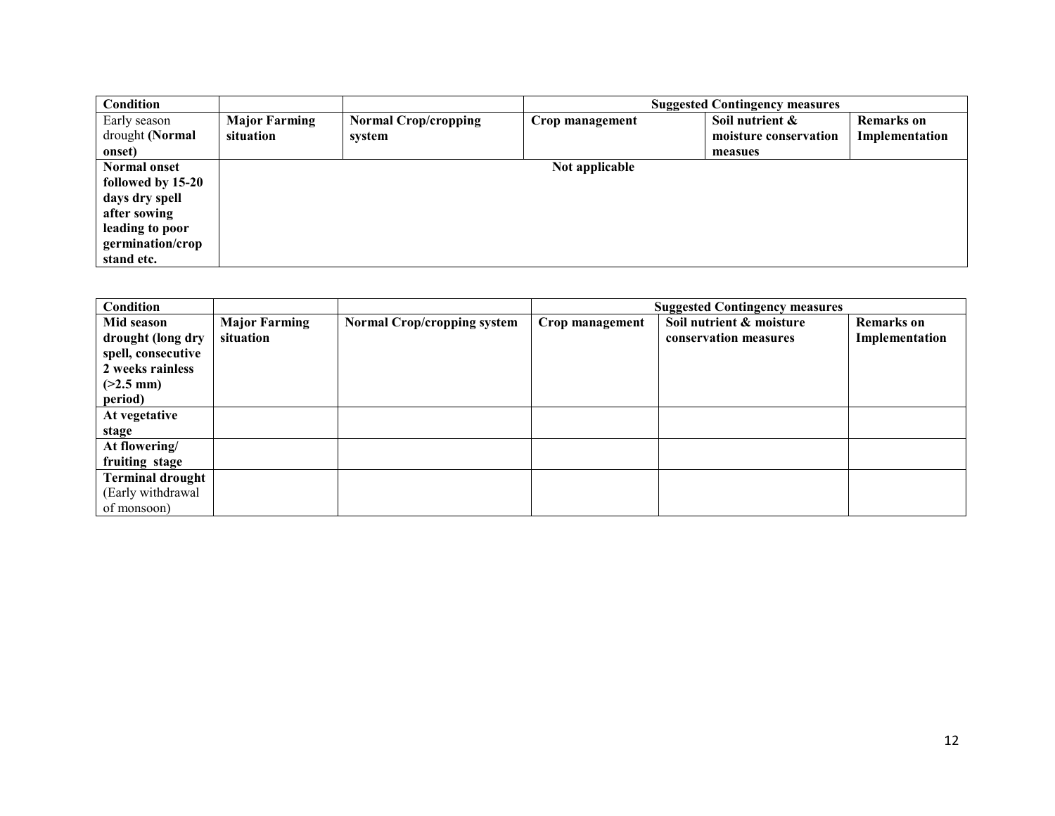| Condition | | | Suggested Contingency measures | | |
|---|---|---|---|---|---|
| Early season drought **(Normal onset)** | **Major Farming situation** | **Normal Crop/cropping system** | **Crop management** | **Soil nutrient & moisture conservation measues** | **Remarks on Implementation** |
| **Normal onset followed by 15-20 days dry spell after sowing leading to poor germination/crop stand etc.** | **Not applicable** | | | | |

| Condition | | | Suggested Contingency measures | | |
|---|---|---|---|---|---|
| **Mid season drought (long dry spell, consecutive 2 weeks rainless (>2.5 mm) period)** | **Major Farming situation** | **Normal Crop/cropping system** | **Crop management** | **Soil nutrient & moisture conservation measures** | **Remarks on Implementation** |
| **At vegetative stage** | | | | | |
| **At flowering/ fruiting stage** | | | | | |
| **Terminal drought** (Early withdrawal of monsoon) | | | | | |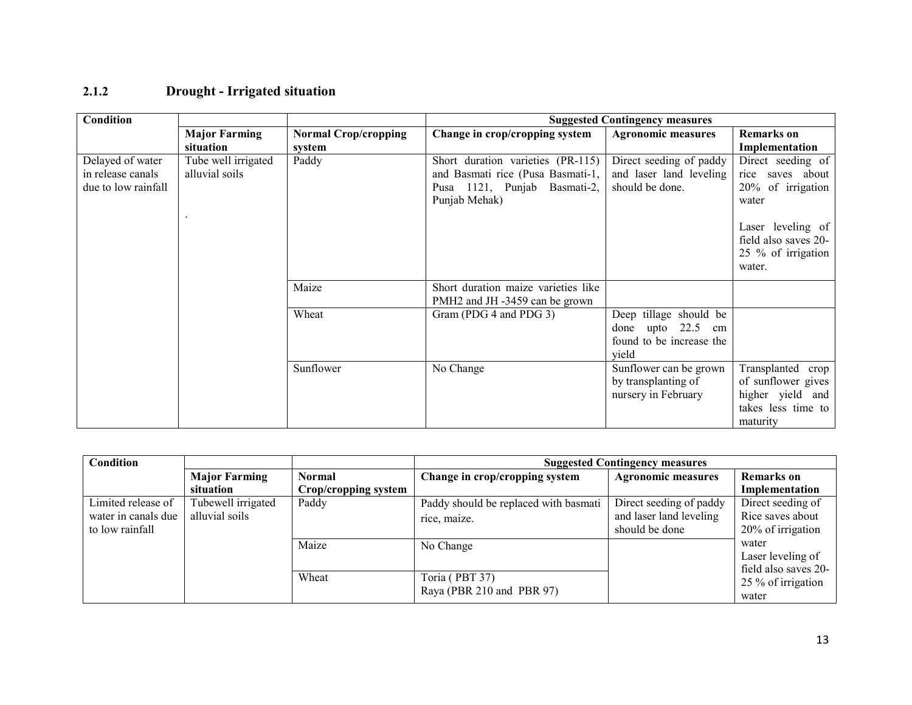### 2.1.2 Drought - Irrigated situation

| Condition | | | Suggested Contingency measures | | |
|---|---|---|---|---|---|
| | Major Farming situation | Normal Crop/cropping system | Change in crop/cropping system | Agronomic measures | Remarks on Implementation |
| Delayed of water in release canals due to low rainfall | Tube well irrigated alluvial soils . | Paddy | Short duration varieties (PR-115) and Basmati rice (Pusa Basmati-1, Pusa 1121, Punjab Basmati-2, Punjab Mehak) | Direct seeding of paddy and laser land leveling should be done. | Direct seeding of rice saves about 20% of irrigation water<br><br>Laser leveling of field also saves 20-25 % of irrigation water. |
| | | Maize | Short duration maize varieties like PMH2 and JH -3459 can be grown | | |
| | | Wheat | Gram (PDG 4 and PDG 3) | Deep tillage should be done upto 22.5 cm found to be increase the yield | |
| | | Sunflower | No Change | Sunflower can be grown by transplanting of nursery in February | Transplanted crop of sunflower gives higher yield and takes less time to maturity |

| Condition | | | Suggested Contingency measures | | |
|---|---|---|---|---|---|
| | Major Farming situation | Normal Crop/cropping system | Change in crop/cropping system | Agronomic measures | Remarks on Implementation |
| Limited release of water in canals due to low rainfall | Tubewell irrigated alluvial soils | Paddy | Paddy should be replaced with basmati rice, maize. | Direct seeding of paddy and laser land leveling should be done | Direct seeding of Rice saves about 20% of irrigation water<br>Laser leveling of field also saves 20-25 % of irrigation water |
| | | Maize | No Change | | |
| | | Wheat | Toria ( PBT 37)<br>Raya (PBR 210 and PBR 97) | | |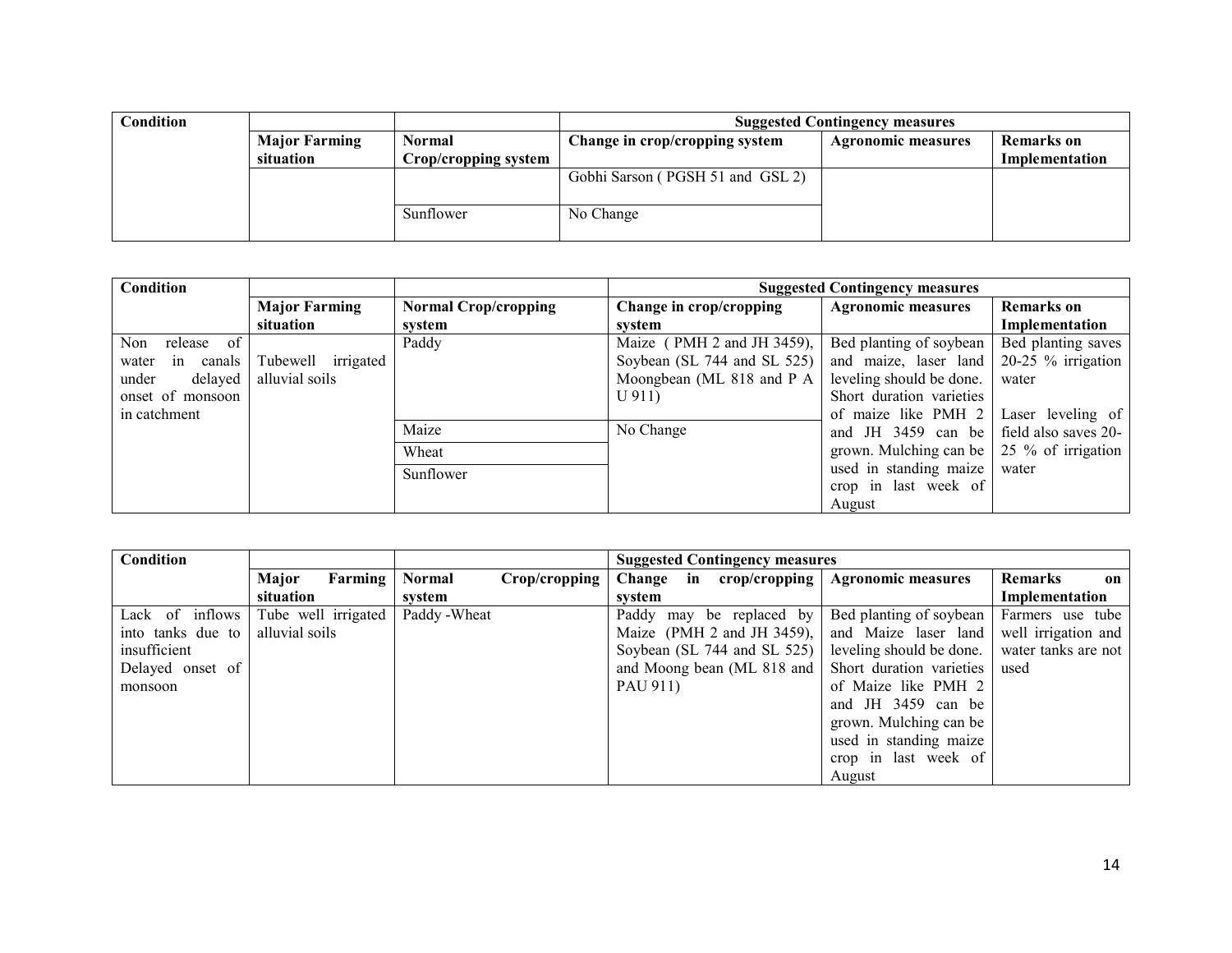| Condition | | | Suggested Contingency measures | | |
|---|---|---|---|---|---|
| | Major Farming situation | Normal Crop/cropping system | Change in crop/cropping system | Agronomic measures | Remarks on Implementation |
| | | | Gobhi Sarson ( PGSH 51 and GSL 2) | | |
| | | Sunflower | No Change | | |

| Condition | | | Suggested Contingency measures | | |
|---|---|---|---|---|---|
| | Major Farming situation | Normal Crop/cropping system | Change in crop/cropping system | Agronomic measures | Remarks on Implementation |
| Non release of water in canals under delayed onset of monsoon in catchment | Tubewell irrigated alluvial soils | Paddy | Maize ( PMH 2 and JH 3459), Soybean (SL 744 and SL 525) Moongbean (ML 818 and P A U 911) | Bed planting of soybean and maize, laser land leveling should be done. Short duration varieties of maize like PMH 2 and JH 3459 can be grown. Mulching can be used in standing maize crop in last week of August | Bed planting saves 20-25 % irrigation water<br><br>Laser leveling of field also saves 20-25 % of irrigation water |
| | | Maize | No Change | | |
| | | Wheat | | | |
| | | Sunflower | | | |

| Condition | | | Suggested Contingency measures | | |
|---|---|---|---|---|---|
| | Major Farming situation | Normal Crop/cropping system | Change in crop/cropping system | Agronomic measures | Remarks on Implementation |
| Lack of inflows into tanks due to insufficient Delayed onset of monsoon | Tube well irrigated alluvial soils | Paddy -Wheat | Paddy may be replaced by Maize (PMH 2 and JH 3459), Soybean (SL 744 and SL 525) and Moong bean (ML 818 and PAU 911) | Bed planting of soybean and Maize laser land leveling should be done. Short duration varieties of Maize like PMH 2 and JH 3459 can be grown. Mulching can be used in standing maize crop in last week of August | Farmers use tube well irrigation and water tanks are not used |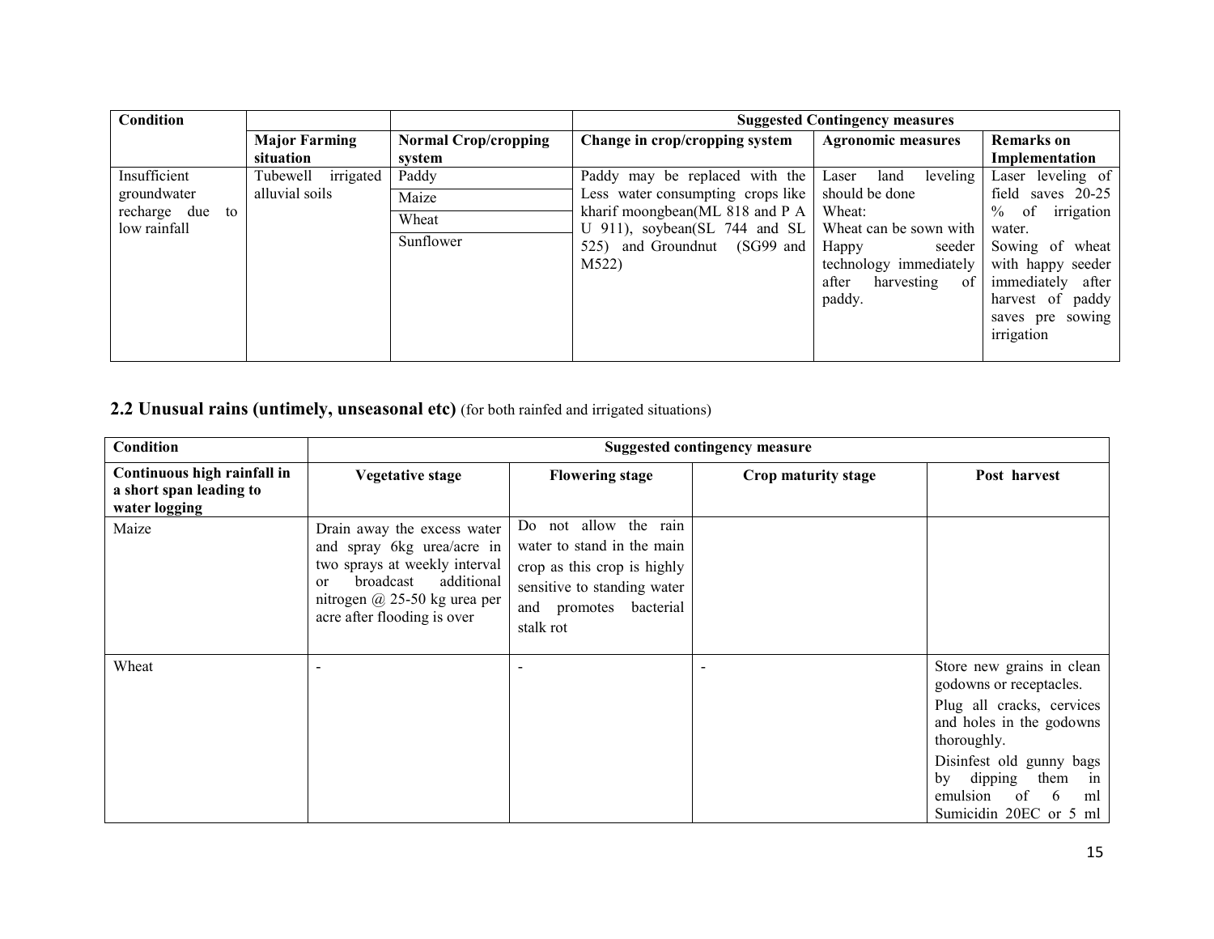| Condition | | | Suggested Contingency measures | | |
|---|---|---|---|---|---|
| | **Major Farming situation** | **Normal Crop/cropping system** | **Change in crop/cropping system** | **Agronomic measures** | **Remarks on Implementation** |
| Insufficient groundwater recharge due to low rainfall | Tubewell irrigated alluvial soils | Paddy<br>Maize<br>Wheat<br>Sunflower | Paddy may be replaced with the Less water consumpting crops like kharif moongbean(ML 818 and P A U 911), soybean(SL 744 and SL 525) and Groundnut (SG99 and M522) | Laser land leveling should be done<br>Wheat:<br>Wheat can be sown with Happy seeder technology immediately after harvesting of paddy. | Laser leveling of field saves 20-25 % of irrigation water.<br>Sowing of wheat with happy seeder immediately after harvest of paddy saves pre sowing irrigation |

## 2.2 Unusual rains (untimely, unseasonal etc) (for both rainfed and irrigated situations)

| Condition | Suggested contingency measure | | | |
|---|---|---|---|---|
| **Continuous high rainfall in a short span leading to water logging** | **Vegetative stage** | **Flowering stage** | **Crop maturity stage** | **Post harvest** |
| Maize | Drain away the excess water and spray 6kg urea/acre in two sprays at weekly interval or broadcast additional nitrogen @ 25-50 kg urea per acre after flooding is over | Do not allow the rain water to stand in the main crop as this crop is highly sensitive to standing water and promotes bacterial stalk rot | | |
| Wheat | - | - | - | Store new grains in clean godowns or receptacles.<br>Plug all cracks, cervices and holes in the godowns thoroughly.<br>Disinfest old gunny bags by dipping them in emulsion of 6 ml Sumicidin 20EC or 5 ml |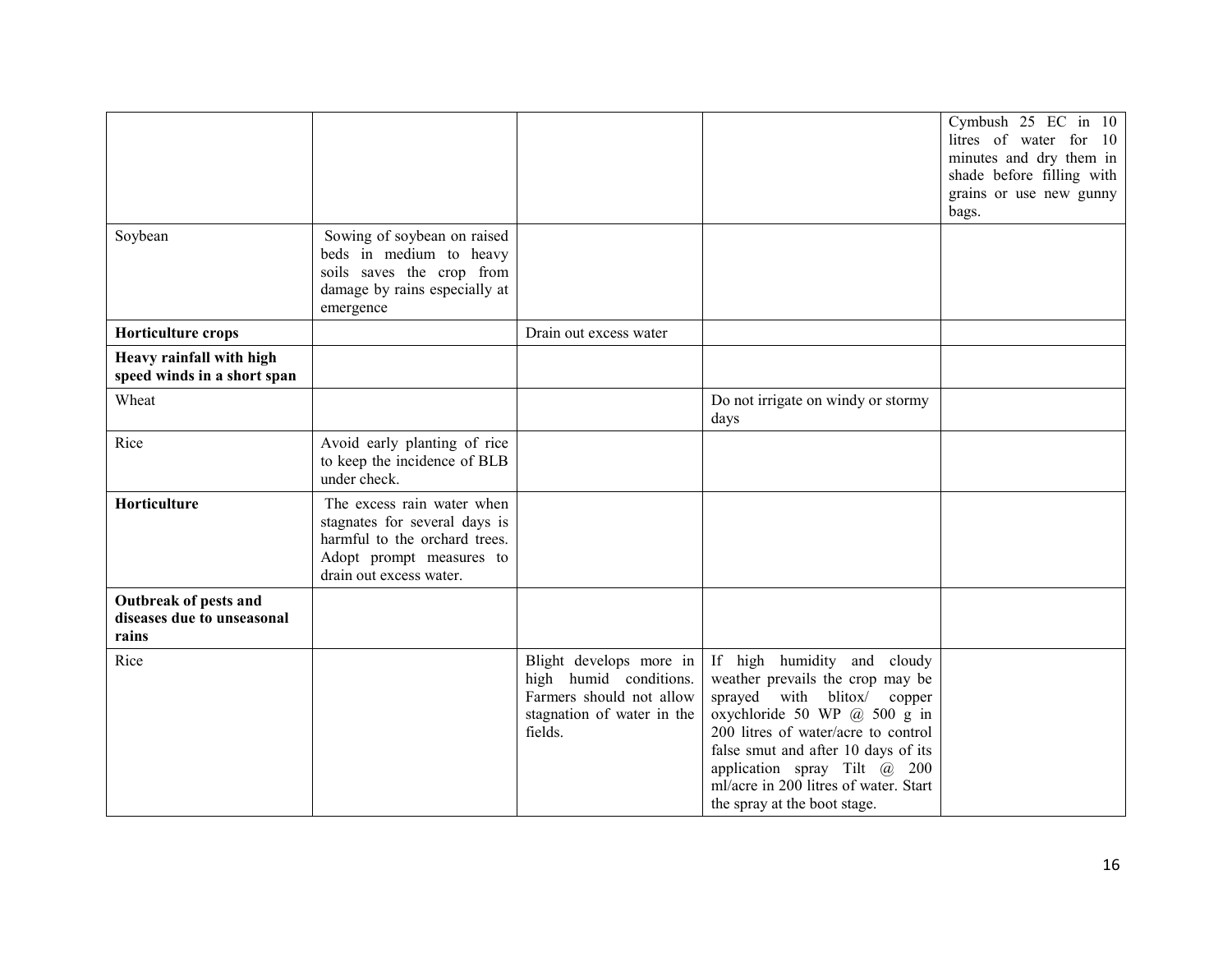|  |  |  |  |  |
|---|---|---|---|---|
|  |  |  |  | Cymbush 25 EC in 10 litres of water for 10 minutes and dry them in shade before filling with grains or use new gunny bags. |
| Soybean | Sowing of soybean on raised beds in medium to heavy soils saves the crop from damage by rains especially at emergence |  |  |  |
| **Horticulture crops** |  | Drain out excess water |  |  |
| **Heavy rainfall with high speed winds in a short span** |  |  |  |  |
| Wheat |  |  | Do not irrigate on windy or stormy days |  |
| Rice | Avoid early planting of rice to keep the incidence of BLB under check. |  |  |  |
| **Horticulture** | The excess rain water when stagnates for several days is harmful to the orchard trees. Adopt prompt measures to drain out excess water. |  |  |  |
| **Outbreak of pests and diseases due to unseasonal rains** |  |  |  |  |
| Rice |  | Blight develops more in high humid conditions. Farmers should not allow stagnation of water in the fields. | If high humidity and cloudy weather prevails the crop may be sprayed with blitox/ copper oxychloride 50 WP @ 500 g in 200 litres of water/acre to control false smut and after 10 days of its application spray Tilt @ 200 ml/acre in 200 litres of water. Start the spray at the boot stage. |  |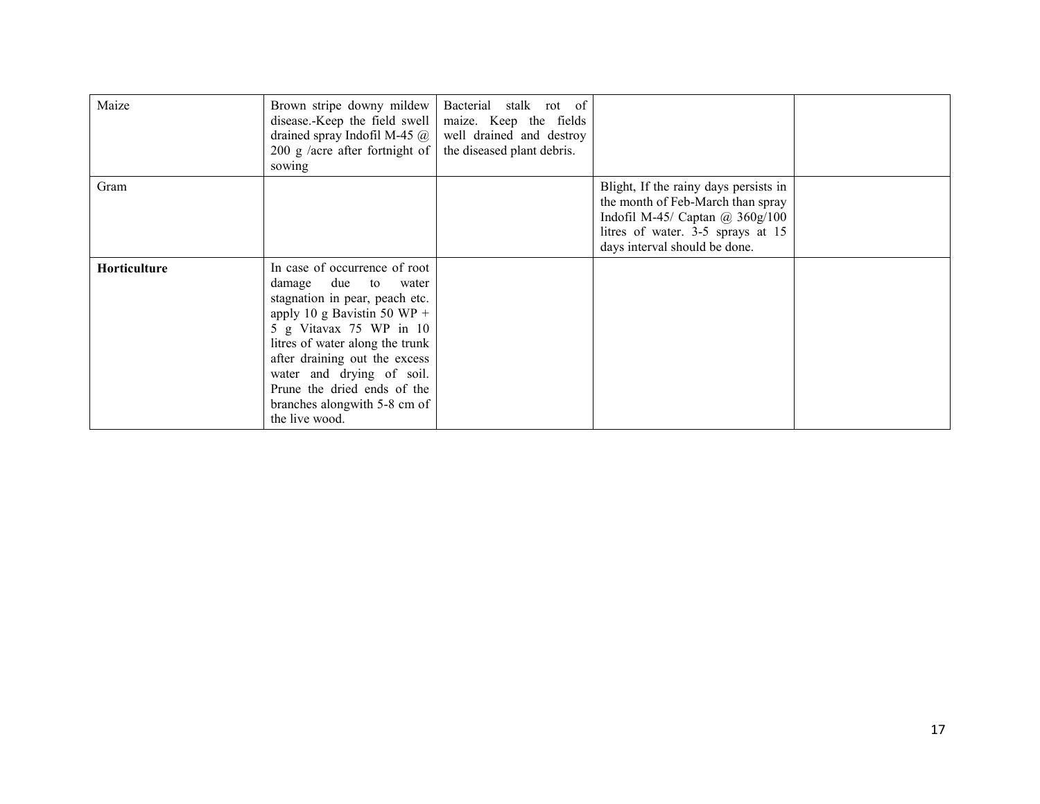| | | | | |
|---|---|---|---|---|
| Maize | Brown stripe downy mildew disease.-Keep the field swell drained spray Indofil M-45 @ 200 g /acre after fortnight of sowing | Bacterial stalk rot of maize. Keep the fields well drained and destroy the diseased plant debris. | | |
| Gram | | | Blight, If the rainy days persists in the month of Feb-March than spray Indofil M-45/ Captan @ 360g/100 litres of water. 3-5 sprays at 15 days interval should be done. | |
| **Horticulture** | In case of occurrence of root damage due to water stagnation in pear, peach etc. apply 10 g Bavistin 50 WP + 5 g Vitavax 75 WP in 10 litres of water along the trunk after draining out the excess water and drying of soil. Prune the dried ends of the branches alongwith 5-8 cm of the live wood. | | | |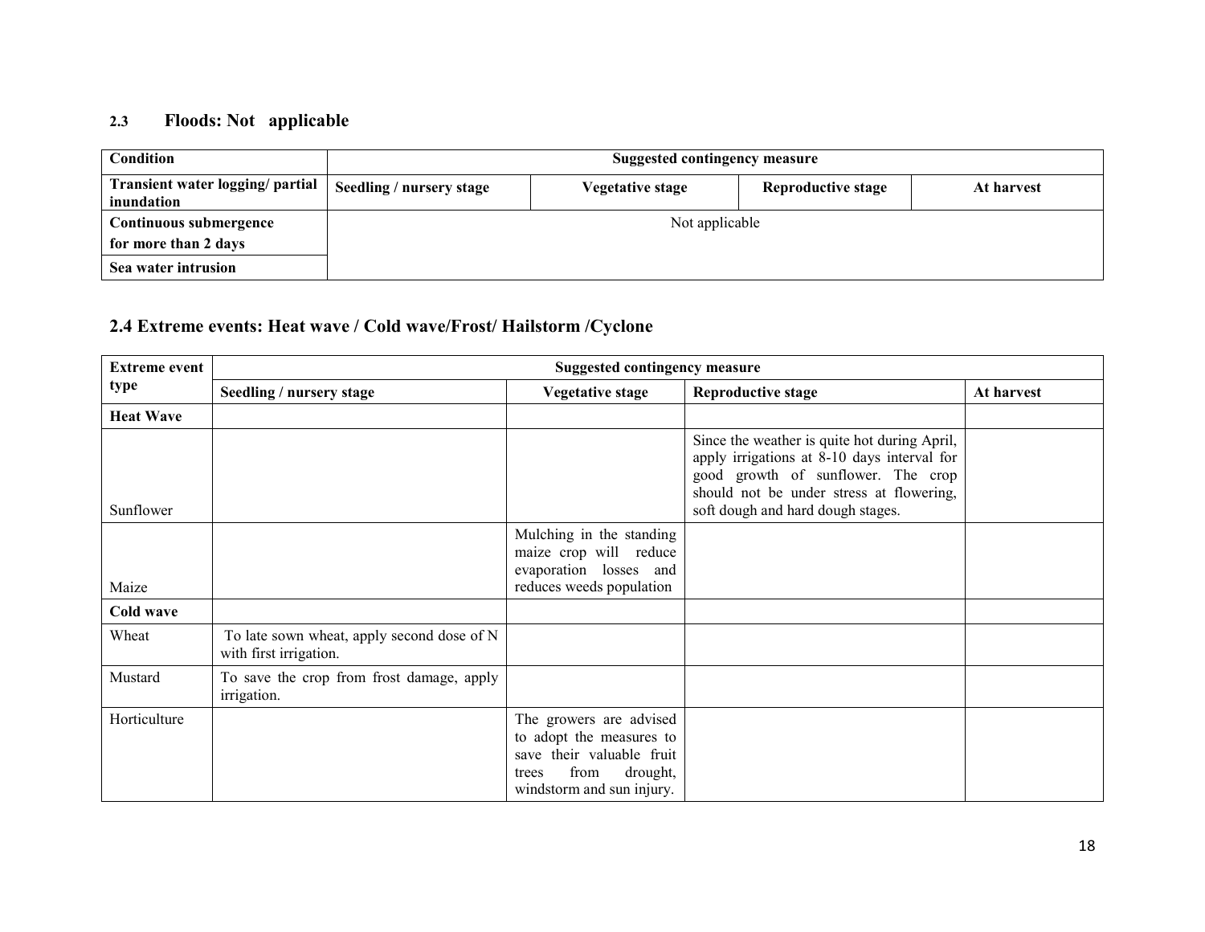### 2.3 Floods: Not applicable

| Condition | Suggested contingency measure | | | |
|---|---|---|---|---|
| Transient water logging/ partial inundation | Seedling / nursery stage | Vegetative stage | Reproductive stage | At harvest |
| Continuous submergence for more than 2 days | Not applicable | | | |
| Sea water intrusion | | | | |

## 2.4 Extreme events: Heat wave / Cold wave/Frost/ Hailstorm /Cyclone

| Extreme event type | Suggested contingency measure | | | |
|---|---|---|---|---|
| | Seedling / nursery stage | Vegetative stage | Reproductive stage | At harvest |
| **Heat Wave** | | | | |
| Sunflower | | | Since the weather is quite hot during April, apply irrigations at 8-10 days interval for good growth of sunflower. The crop should not be under stress at flowering, soft dough and hard dough stages. | |
| Maize | | Mulching in the standing maize crop will reduce evaporation losses and reduces weeds population | | |
| **Cold wave** | | | | |
| Wheat | To late sown wheat, apply second dose of N with first irrigation. | | | |
| Mustard | To save the crop from frost damage, apply irrigation. | | | |
| Horticulture | | The growers are advised to adopt the measures to save their valuable fruit trees from drought, windstorm and sun injury. | | |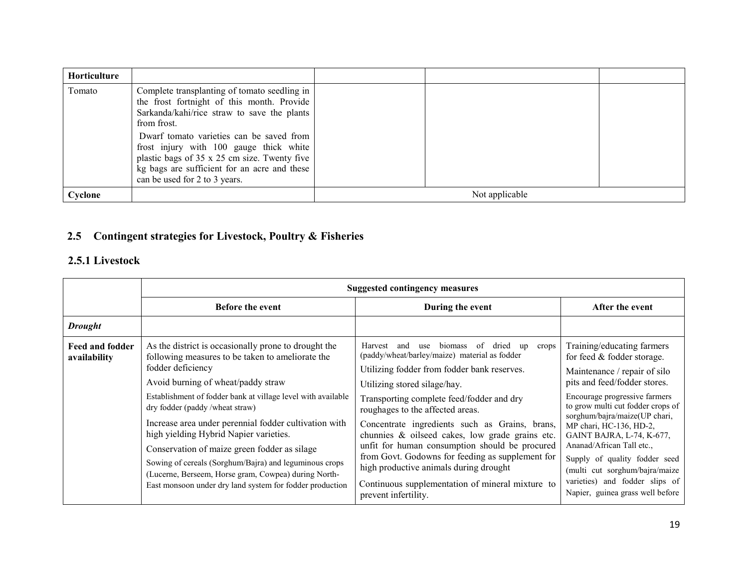| Horticulture | | | | |
|---|---|---|---|---|
| Tomato | Complete transplanting of tomato seedling in the frost fortnight of this month. Provide Sarkanda/kahi/rice straw to save the plants from frost.<br>Dwarf tomato varieties can be saved from frost injury with 100 gauge thick white plastic bags of 35 x 25 cm size. Twenty five kg bags are sufficient for an acre and these can be used for 2 to 3 years. | | | |
| Cyclone | | Not applicable | | |

## 2.5 Contingent strategies for Livestock, Poultry & Fisheries

### 2.5.1 Livestock

| | Suggested contingency measures | | |
|---|---|---|---|
| | **Before the event** | **During the event** | **After the event** |
| ***Drought*** | | | |
| **Feed and fodder availability** | As the district is occasionally prone to drought the following measures to be taken to ameliorate the fodder deficiency<br>Avoid burning of wheat/paddy straw<br>Establishment of fodder bank at village level with available dry fodder (paddy /wheat straw)<br>Increase area under perennial fodder cultivation with high yielding Hybrid Napier varieties.<br>Conservation of maize green fodder as silage<br>Sowing of cereals (Sorghum/Bajra) and leguminous crops (Lucerne, Berseem, Horse gram, Cowpea) during North-East monsoon under dry land system for fodder production | Harvest and use biomass of dried up crops (paddy/wheat/barley/maize) material as fodder<br>Utilizing fodder from fodder bank reserves.<br>Utilizing stored silage/hay.<br>Transporting complete feed/fodder and dry roughages to the affected areas.<br>Concentrate ingredients such as Grains, brans, chunnies & oilseed cakes, low grade grains etc. unfit for human consumption should be procured from Govt. Godowns for feeding as supplement for high productive animals during drought<br>Continuous supplementation of mineral mixture to prevent infertility. | Training/educating farmers for feed & fodder storage.<br>Maintenance / repair of silo pits and feed/fodder stores.<br>Encourage progressive farmers to grow multi cut fodder crops of sorghum/bajra/maize(UP chari, MP chari, HC-136, HD-2, GAINT BAJRA, L-74, K-677, Ananad/African Tall etc.,<br>Supply of quality fodder seed (multi cut sorghum/bajra/maize varieties) and fodder slips of Napier, guinea grass well before |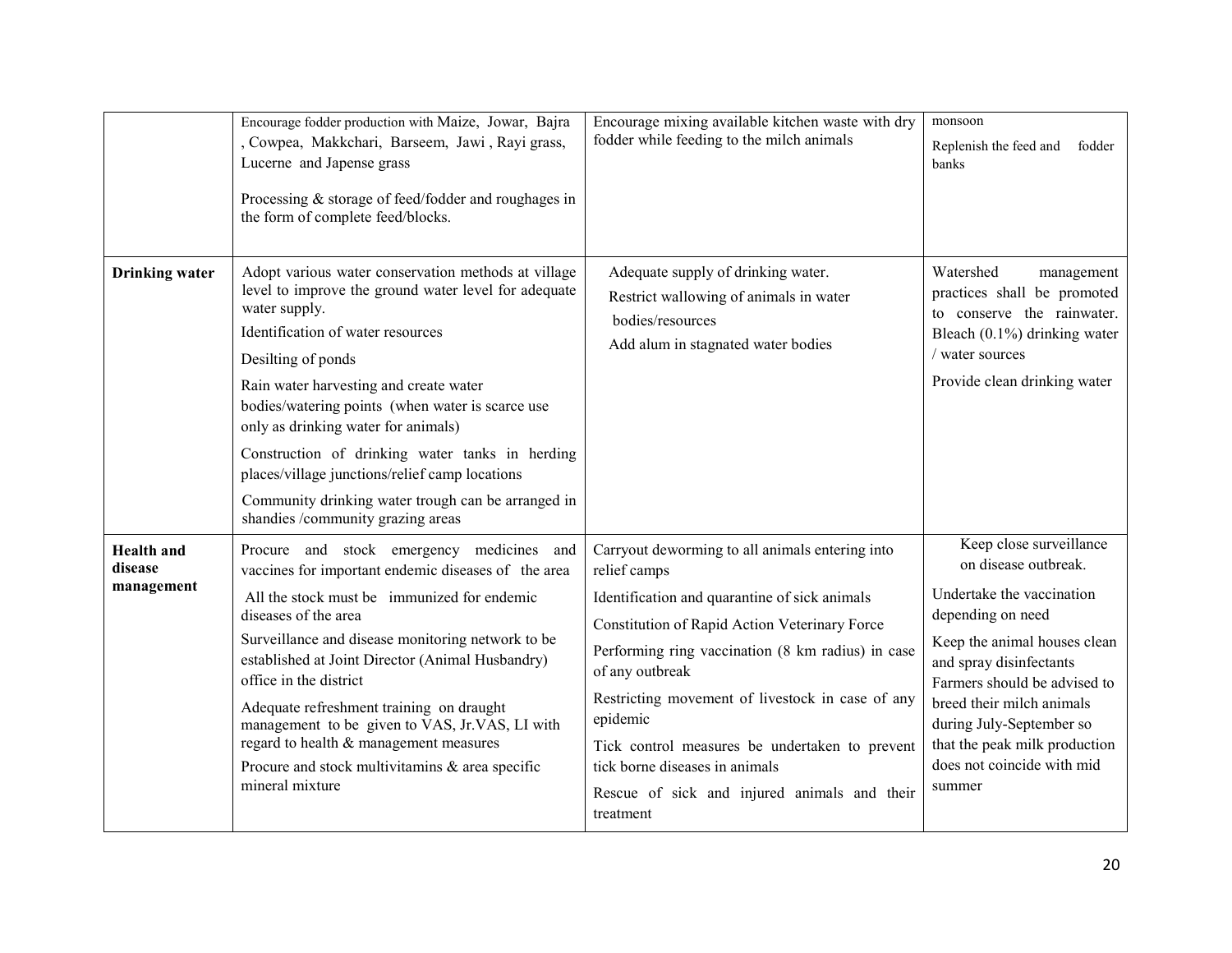|  |  |  |  |
| --- | --- | --- | --- |
|  | Encourage fodder production with Maize, Jowar, Bajra , Cowpea, Makkchari, Barseem, Jawi , Rayi grass, Lucerne and Japense grass<br><br>Processing & storage of feed/fodder and roughages in the form of complete feed/blocks. | Encourage mixing available kitchen waste with dry fodder while feeding to the milch animals | monsoon<br><br>Replenish the feed and fodder banks |
| **Drinking water** | Adopt various water conservation methods at village level to improve the ground water level for adequate water supply.<br><br>Identification of water resources<br><br>Desilting of ponds<br><br>Rain water harvesting and create water bodies/watering points (when water is scarce use only as drinking water for animals)<br><br>Construction of drinking water tanks in herding places/village junctions/relief camp locations<br><br>Community drinking water trough can be arranged in shandies /community grazing areas | Adequate supply of drinking water.<br><br>Restrict wallowing of animals in water bodies/resources<br><br>Add alum in stagnated water bodies | Watershed management practices shall be promoted to conserve the rainwater. Bleach (0.1%) drinking water / water sources<br><br>Provide clean drinking water |
| **Health and disease management** | Procure and stock emergency medicines and vaccines for important endemic diseases of the area<br><br>All the stock must be immunized for endemic diseases of the area<br><br>Surveillance and disease monitoring network to be established at Joint Director (Animal Husbandry) office in the district<br><br>Adequate refreshment training on draught management to be given to VAS, Jr.VAS, LI with regard to health & management measures<br><br>Procure and stock multivitamins & area specific mineral mixture | Carryout deworming to all animals entering into relief camps<br><br>Identification and quarantine of sick animals<br><br>Constitution of Rapid Action Veterinary Force<br><br>Performing ring vaccination (8 km radius) in case of any outbreak<br><br>Restricting movement of livestock in case of any epidemic<br><br>Tick control measures be undertaken to prevent tick borne diseases in animals<br><br>Rescue of sick and injured animals and their treatment | Keep close surveillance on disease outbreak.<br><br>Undertake the vaccination depending on need<br><br>Keep the animal houses clean and spray disinfectants<br><br>Farmers should be advised to breed their milch animals during July-September so that the peak milk production does not coincide with mid summer |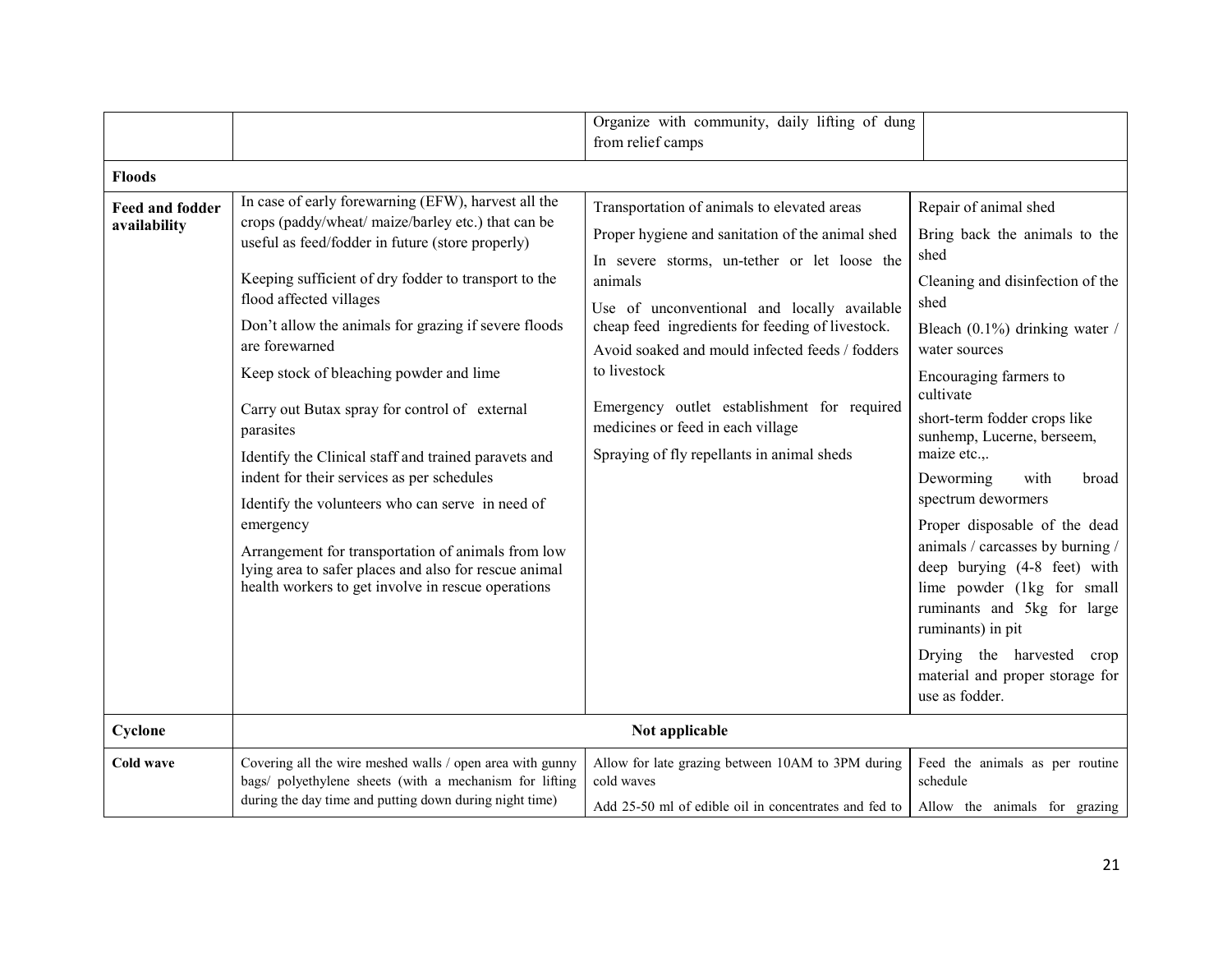|  |  |  |  |
|---|---|---|---|
|  |  | Organize with community, daily lifting of dung from relief camps |  |
| **Floods** |  |  |  |
| **Feed and fodder availability** | In case of early forewarning (EFW), harvest all the crops (paddy/wheat/ maize/barley etc.) that can be useful as feed/fodder in future (store properly)<br><br>Keeping sufficient of dry fodder to transport to the flood affected villages<br><br>Don't allow the animals for grazing if severe floods are forewarned<br><br>Keep stock of bleaching powder and lime<br><br>Carry out Butax spray for control of external parasites<br><br>Identify the Clinical staff and trained paravets and indent for their services as per schedules<br><br>Identify the volunteers who can serve in need of emergency<br><br>Arrangement for transportation of animals from low lying area to safer places and also for rescue animal health workers to get involve in rescue operations | Transportation of animals to elevated areas<br><br>Proper hygiene and sanitation of the animal shed<br><br>In severe storms, un-tether or let loose the animals<br><br>Use of unconventional and locally available cheap feed ingredients for feeding of livestock.<br><br>Avoid soaked and mould infected feeds / fodders to livestock<br><br>Emergency outlet establishment for required medicines or feed in each village<br><br>Spraying of fly repellants in animal sheds | Repair of animal shed<br><br>Bring back the animals to the shed<br><br>Cleaning and disinfection of the shed<br><br>Bleach (0.1%) drinking water / water sources<br><br>Encouraging farmers to cultivate<br><br>short-term fodder crops like sunhemp, Lucerne, berseem, maize etc.,.<br><br>Deworming with broad spectrum dewormers<br><br>Proper disposable of the dead animals / carcasses by burning / deep burying (4-8 feet) with lime powder (1kg for small ruminants and 5kg for large ruminants) in pit<br><br>Drying the harvested crop material and proper storage for use as fodder. |
| **Cyclone** | **Not applicable** |  |  |
| **Cold wave** | Covering all the wire meshed walls / open area with gunny bags/ polyethylene sheets (with a mechanism for lifting during the day time and putting down during night time) | Allow for late grazing between 10AM to 3PM during cold waves<br><br>Add 25-50 ml of edible oil in concentrates and fed to | Feed the animals as per routine schedule<br><br>Allow the animals for grazing |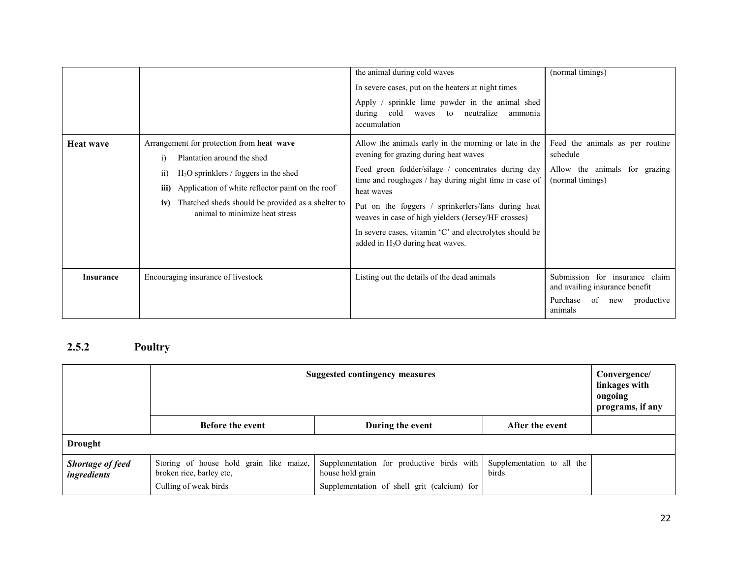| | | | |
|---|---|---|---|
| | | the animal during cold waves<br>In severe cases, put on the heaters at night times<br>Apply / sprinkle lime powder in the animal shed during cold waves to neutralize ammonia accumulation | (normal timings) |
| **Heat wave** | Arrangement for protection from **heat wave**<br>i) Plantation around the shed<br>ii) $H_2O$ sprinklers / foggers in the shed<br>**iii)** Application of white reflector paint on the roof<br>**iv)** Thatched sheds should be provided as a shelter to animal to minimize heat stress | Allow the animals early in the morning or late in the evening for grazing during heat waves<br>Feed green fodder/silage / concentrates during day time and roughages / hay during night time in case of heat waves<br>Put on the foggers / sprinkerlers/fans during heat weaves in case of high yielders (Jersey/HF crosses)<br>In severe cases, vitamin 'C' and electrolytes should be added in $H_2O$ during heat waves. | Feed the animals as per routine schedule<br>Allow the animals for grazing (normal timings) |
| **Insurance** | Encouraging insurance of livestock | Listing out the details of the dead animals | Submission for insurance claim and availing insurance benefit<br>Purchase of new productive animals |

### 2.5.2 Poultry

| | Suggested contingency measures | | | Convergence/ linkages with ongoing programs, if any |
|---|---|---|---|---|
| | **Before the event** | **During the event** | **After the event** | |
| **Drought** | | | | |
| ***Shortage of feed ingredients*** | Storing of house hold grain like maize, broken rice, barley etc,<br>Culling of weak birds | Supplementation for productive birds with house hold grain<br>Supplementation of shell grit (calcium) for | Supplementation to all the birds | |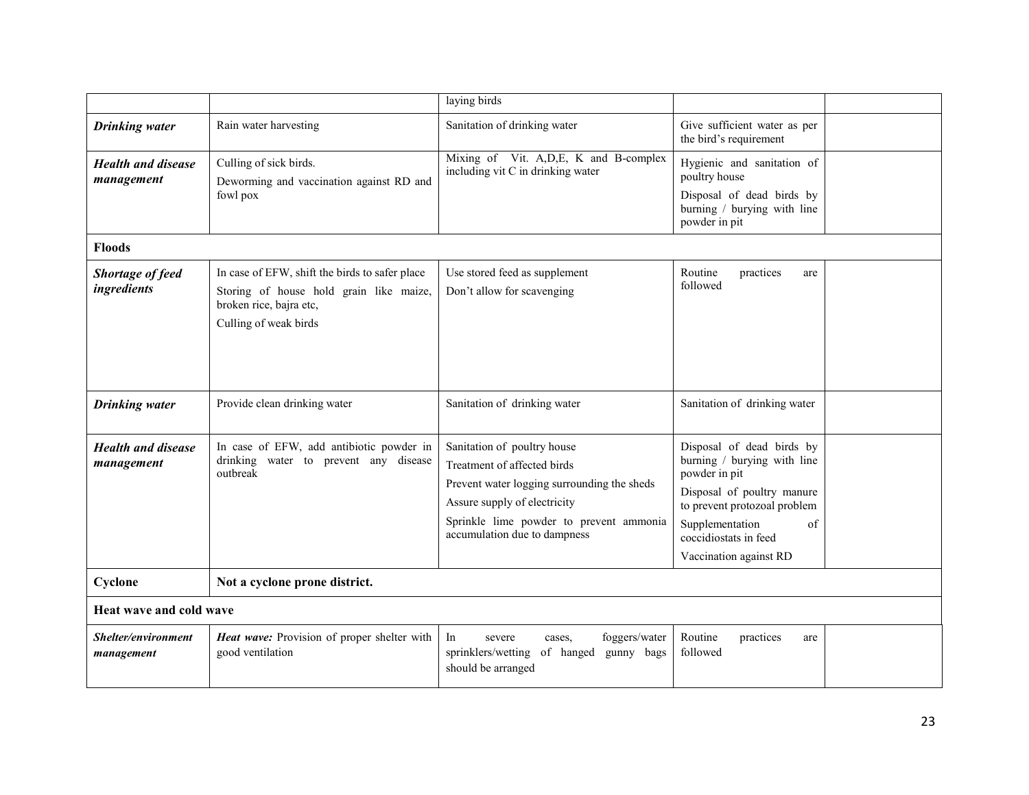| | | | | |
|---|---|---|---|---|
| | | laying birds | | |
| ***Drinking water*** | Rain water harvesting | Sanitation of drinking water | Give sufficient water as per the bird's requirement | |
| ***Health and disease management*** | Culling of sick birds.<br>Deworming and vaccination against RD and fowl pox | Mixing of Vit. A,D,E, K and B-complex including vit C in drinking water | Hygienic and sanitation of poultry house<br>Disposal of dead birds by burning / burying with line powder in pit | |
| **Floods** | | | | |
| ***Shortage of feed ingredients*** | In case of EFW, shift the birds to safer place<br>Storing of house hold grain like maize, broken rice, bajra etc,<br>Culling of weak birds | Use stored feed as supplement<br>Don't allow for scavenging | Routine practices are followed | |
| ***Drinking water*** | Provide clean drinking water | Sanitation of drinking water | Sanitation of drinking water | |
| ***Health and disease management*** | In case of EFW, add antibiotic powder in drinking water to prevent any disease outbreak | Sanitation of poultry house<br>Treatment of affected birds<br>Prevent water logging surrounding the sheds<br>Assure supply of electricity<br>Sprinkle lime powder to prevent ammonia accumulation due to dampness | Disposal of dead birds by burning / burying with line powder in pit<br>Disposal of poultry manure to prevent protozoal problem<br>Supplementation of coccidiostats in feed<br>Vaccination against RD | |
| **Cyclone** | **Not a cyclone prone district.** | | | |
| **Heat wave and cold wave** | | | | |
| ***Shelter/environment management*** | ***Heat wave:*** Provision of proper shelter with good ventilation | In severe cases, foggers/water sprinklers/wetting of hanged gunny bags should be arranged | Routine practices are followed | |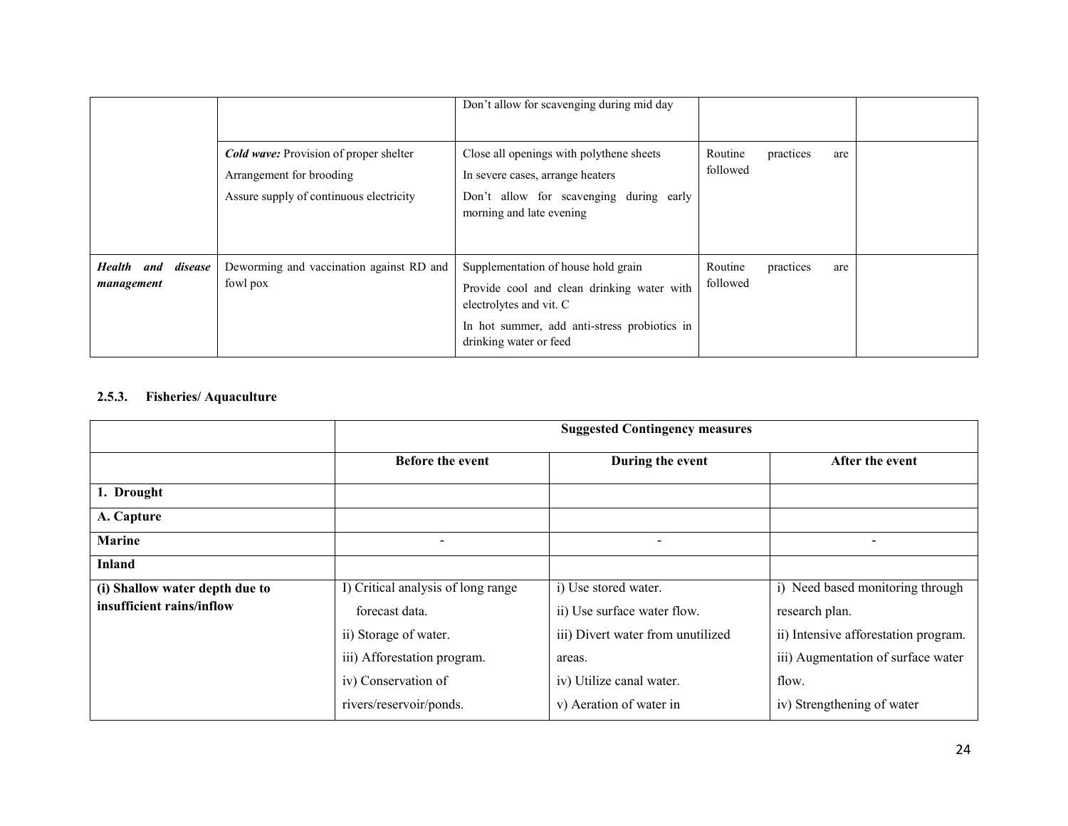| | | | | |
|---|---|---|---|---|
| | | Don't allow for scavenging during mid day | | |
| | ***Cold wave:*** Provision of proper shelter<br>Arrangement for brooding<br>Assure supply of continuous electricity | Close all openings with polythene sheets<br>In severe cases, arrange heaters<br>Don't allow for scavenging during early morning and late evening | Routine practices are followed | |
| ***Health and disease management*** | Deworming and vaccination against RD and fowl pox | Supplementation of house hold grain<br>Provide cool and clean drinking water with electrolytes and vit. C<br>In hot summer, add anti-stress probiotics in drinking water or feed | Routine practices are followed | |

### 2.5.3. Fisheries/ Aquaculture

| | **Suggested Contingency measures** | | |
|---|---|---|---|
| | **Before the event** | **During the event** | **After the event** |
| **1. Drought** | | | |
| **A. Capture** | | | |
| **Marine** | - | - | - |
| **Inland** | | | |
| **(i) Shallow water depth due to insufficient rains/inflow** | I) Critical analysis of long range forecast data.<br>ii) Storage of water.<br>iii) Afforestation program.<br>iv) Conservation of rivers/reservoir/ponds. | i) Use stored water.<br>ii) Use surface water flow.<br>iii) Divert water from unutilized areas.<br>iv) Utilize canal water.<br>v) Aeration of water in | i) Need based monitoring through research plan.<br>ii) Intensive afforestation program.<br>iii) Augmentation of surface water flow.<br>iv) Strengthening of water |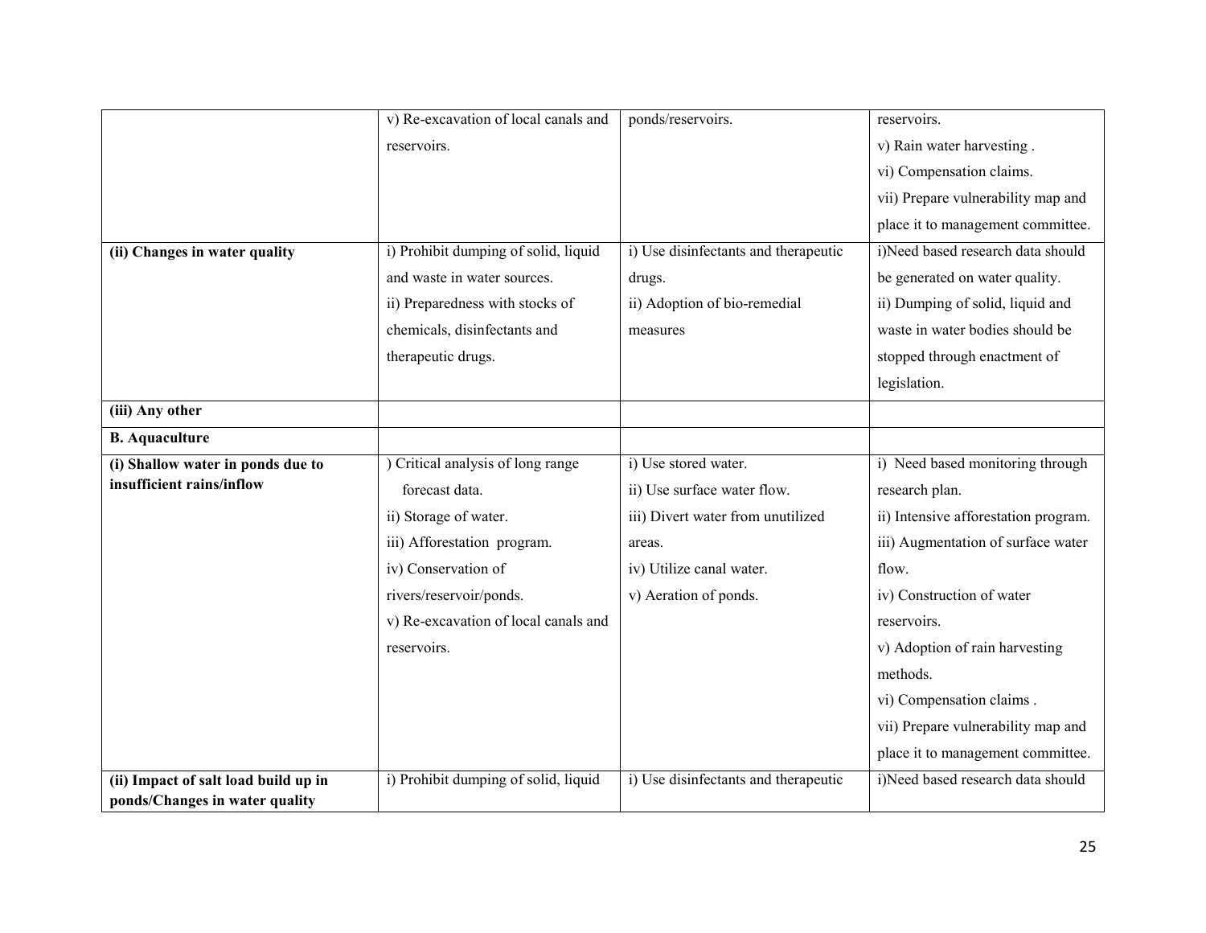| | | | |
|---|---|---|---|
| | v) Re-excavation of local canals and reservoirs. | ponds/reservoirs. | reservoirs.<br>v) Rain water harvesting .<br>vi) Compensation claims.<br>vii) Prepare vulnerability map and place it to management committee. |
| **(ii) Changes in water quality** | i) Prohibit dumping of solid, liquid and waste in water sources.<br>ii) Preparedness with stocks of chemicals, disinfectants and therapeutic drugs. | i) Use disinfectants and therapeutic drugs.<br>ii) Adoption of bio-remedial measures | i)Need based research data should be generated on water quality.<br>ii) Dumping of solid, liquid and waste in water bodies should be stopped through enactment of legislation. |
| **(iii) Any other** | | | |
| **B. Aquaculture** | | | |
| **(i) Shallow water in ponds due to insufficient rains/inflow** | ) Critical analysis of long range forecast data.<br>ii) Storage of water.<br>iii) Afforestation program.<br>iv) Conservation of rivers/reservoir/ponds.<br>v) Re-excavation of local canals and reservoirs. | i) Use stored water.<br>ii) Use surface water flow.<br>iii) Divert water from unutilized areas.<br>iv) Utilize canal water.<br>v) Aeration of ponds. | i) Need based monitoring through research plan.<br>ii) Intensive afforestation program.<br>iii) Augmentation of surface water flow.<br>iv) Construction of water reservoirs.<br>v) Adoption of rain harvesting methods.<br>vi) Compensation claims .<br>vii) Prepare vulnerability map and place it to management committee. |
| **(ii) Impact of salt load build up in ponds/Changes in water quality** | i) Prohibit dumping of solid, liquid | i) Use disinfectants and therapeutic | i)Need based research data should |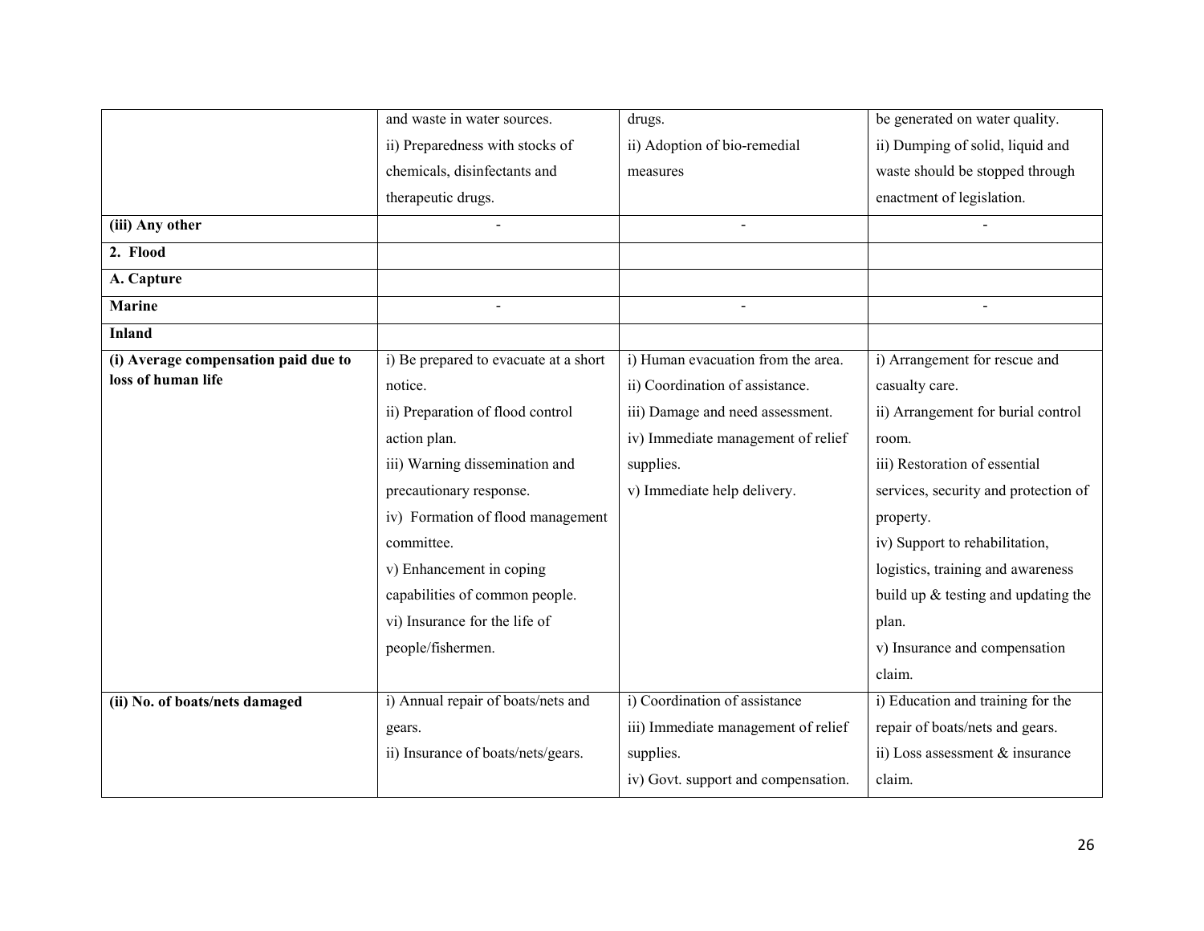| | | | |
|---|---|---|---|
| | and waste in water sources.<br>ii) Preparedness with stocks of chemicals, disinfectants and therapeutic drugs. | drugs.<br>ii) Adoption of bio-remedial measures | be generated on water quality.<br>ii) Dumping of solid, liquid and waste should be stopped through enactment of legislation. |
| **(iii) Any other** | - | - | - |
| **2. Flood** | | | |
| **A. Capture** | | | |
| **Marine** | - | - | - |
| **Inland** | | | |
| **(i) Average compensation paid due to loss of human life** | i) Be prepared to evacuate at a short notice.<br>ii) Preparation of flood control action plan.<br>iii) Warning dissemination and precautionary response.<br>iv) Formation of flood management committee.<br>v) Enhancement in coping capabilities of common people.<br>vi) Insurance for the life of people/fishermen. | i) Human evacuation from the area.<br>ii) Coordination of assistance.<br>iii) Damage and need assessment.<br>iv) Immediate management of relief supplies.<br>v) Immediate help delivery. | i) Arrangement for rescue and casualty care.<br>ii) Arrangement for burial control room.<br>iii) Restoration of essential services, security and protection of property.<br>iv) Support to rehabilitation, logistics, training and awareness build up & testing and updating the plan.<br>v) Insurance and compensation claim. |
| **(ii) No. of boats/nets damaged** | i) Annual repair of boats/nets and gears.<br>ii) Insurance of boats/nets/gears. | i) Coordination of assistance<br>iii) Immediate management of relief supplies.<br>iv) Govt. support and compensation. | i) Education and training for the repair of boats/nets and gears.<br>ii) Loss assessment & insurance claim. |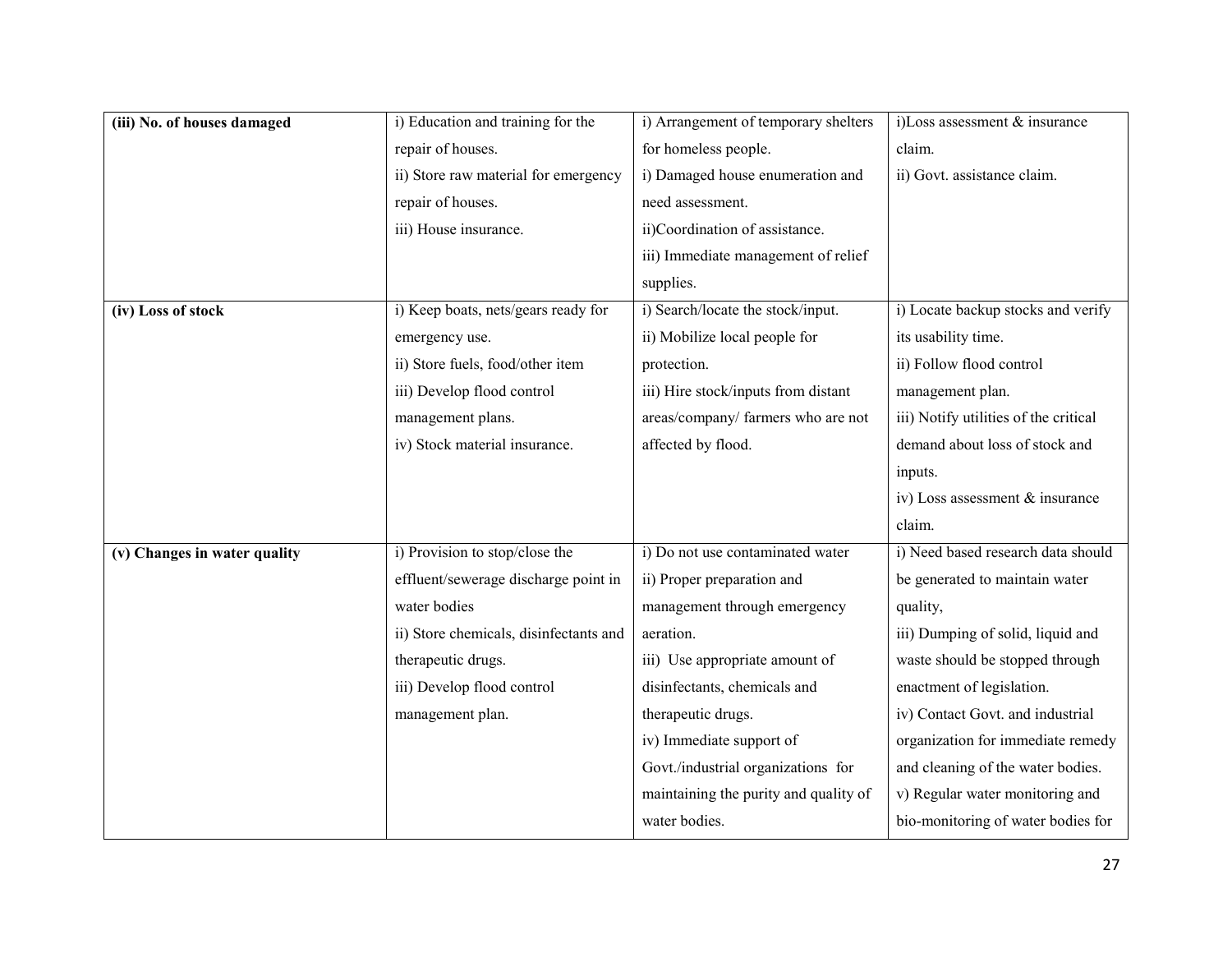| (iii) No. of houses damaged | i) Education and training for the repair of houses.<br>ii) Store raw material for emergency repair of houses.<br>iii) House insurance. | i) Arrangement of temporary shelters for homeless people.<br>i) Damaged house enumeration and need assessment.<br>ii)Coordination of assistance.<br>iii) Immediate management of relief supplies. | i)Loss assessment & insurance claim.<br>ii) Govt. assistance claim. |
|---|---|---|---|
| **(iv) Loss of stock** | i) Keep boats, nets/gears ready for emergency use.<br>ii) Store fuels, food/other item<br>iii) Develop flood control management plans.<br>iv) Stock material insurance. | i) Search/locate the stock/input.<br>ii) Mobilize local people for protection.<br>iii) Hire stock/inputs from distant areas/company/ farmers who are not affected by flood. | i) Locate backup stocks and verify its usability time.<br>ii) Follow flood control management plan.<br>iii) Notify utilities of the critical demand about loss of stock and inputs.<br>iv) Loss assessment & insurance claim. |
| **(v) Changes in water quality** | i) Provision to stop/close the effluent/sewerage discharge point in water bodies<br>ii) Store chemicals, disinfectants and therapeutic drugs.<br>iii) Develop flood control management plan. | i) Do not use contaminated water<br>ii) Proper preparation and management through emergency aeration.<br>iii) Use appropriate amount of disinfectants, chemicals and therapeutic drugs.<br>iv) Immediate support of Govt./industrial organizations for maintaining the purity and quality of water bodies. | i) Need based research data should be generated to maintain water quality,<br>iii) Dumping of solid, liquid and waste should be stopped through enactment of legislation.<br>iv) Contact Govt. and industrial organization for immediate remedy and cleaning of the water bodies.<br>v) Regular water monitoring and bio-monitoring of water bodies for |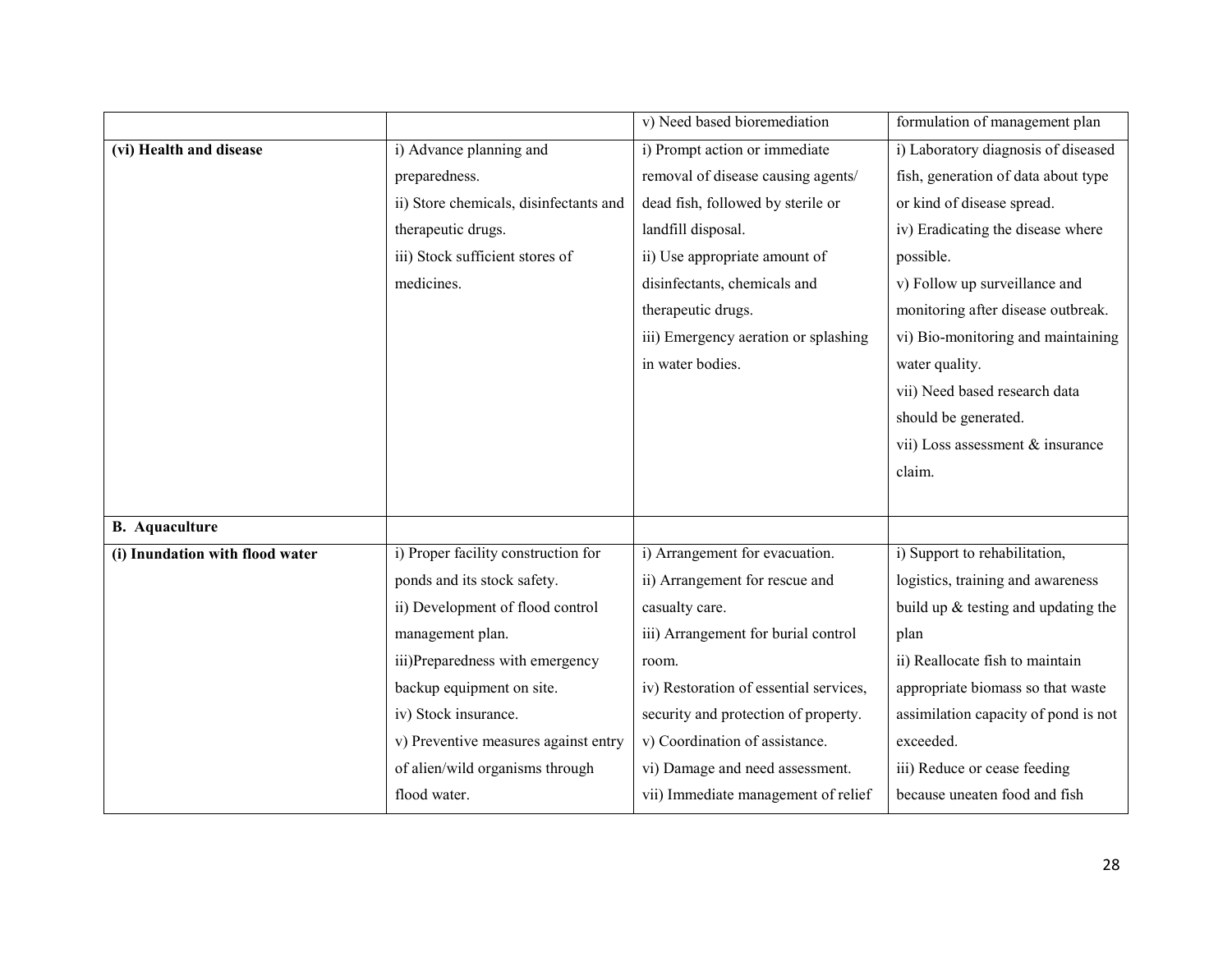| | | | |
|---|---|---|---|
| | | v) Need based bioremediation | formulation of management plan |
| **(vi) Health and disease** | i) Advance planning and preparedness.<br>ii) Store chemicals, disinfectants and therapeutic drugs.<br>iii) Stock sufficient stores of medicines. | i) Prompt action or immediate removal of disease causing agents/ dead fish, followed by sterile or landfill disposal.<br>ii) Use appropriate amount of disinfectants, chemicals and therapeutic drugs.<br>iii) Emergency aeration or splashing in water bodies. | i) Laboratory diagnosis of diseased fish, generation of data about type or kind of disease spread.<br>iv) Eradicating the disease where possible.<br>v) Follow up surveillance and monitoring after disease outbreak.<br>vi) Bio-monitoring and maintaining water quality.<br>vii) Need based research data should be generated.<br>vii) Loss assessment & insurance claim. |
| **B. Aquaculture** | | | |
| **(i) Inundation with flood water** | i) Proper facility construction for ponds and its stock safety.<br>ii) Development of flood control management plan.<br>iii)Preparedness with emergency backup equipment on site.<br>iv) Stock insurance.<br>v) Preventive measures against entry of alien/wild organisms through flood water. | i) Arrangement for evacuation.<br>ii) Arrangement for rescue and casualty care.<br>iii) Arrangement for burial control room.<br>iv) Restoration of essential services, security and protection of property.<br>v) Coordination of assistance.<br>vi) Damage and need assessment.<br>vii) Immediate management of relief | i) Support to rehabilitation, logistics, training and awareness build up & testing and updating the plan<br>ii) Reallocate fish to maintain appropriate biomass so that waste assimilation capacity of pond is not exceeded.<br>iii) Reduce or cease feeding because uneaten food and fish |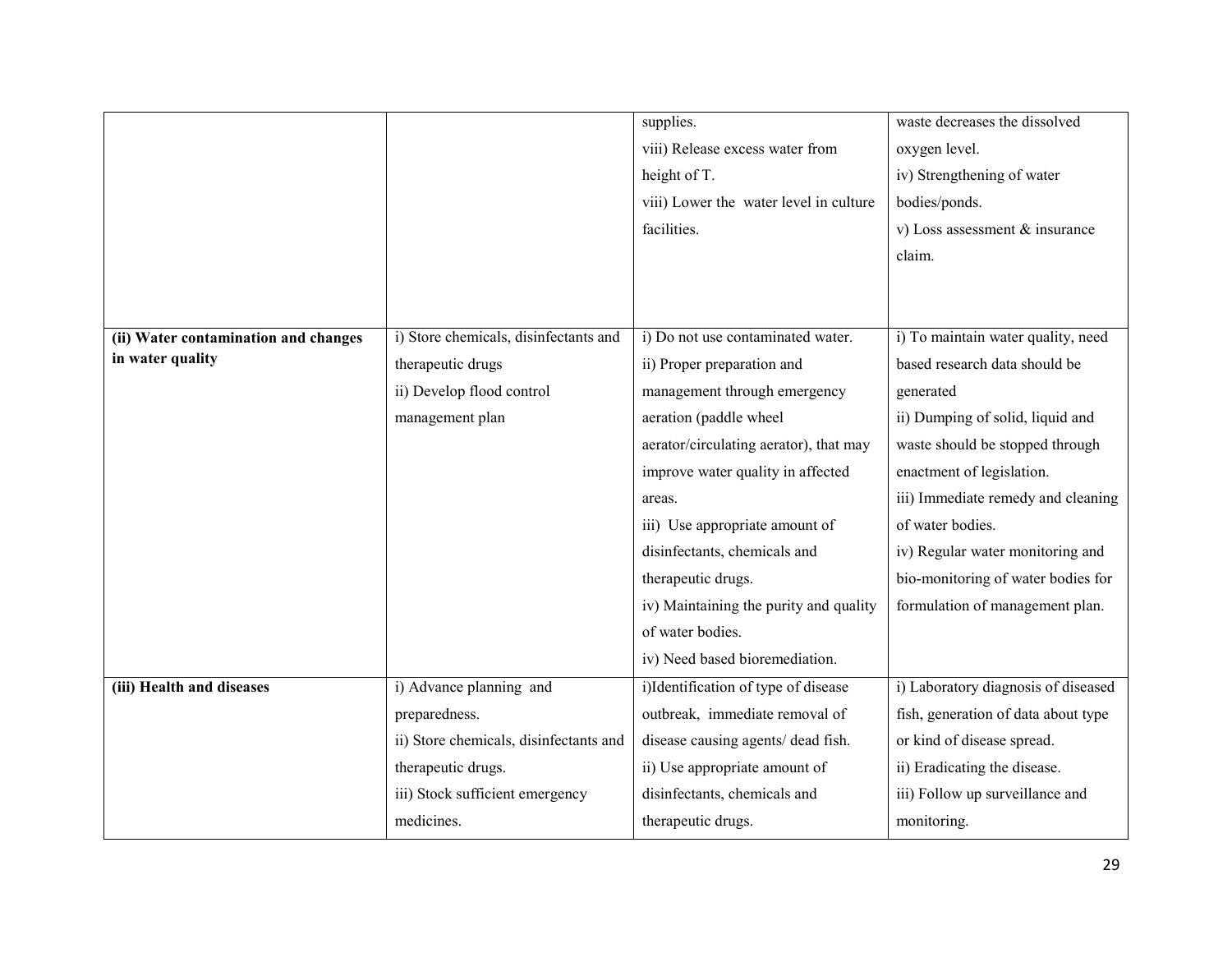| | | | |
|---|---|---|---|
| | | supplies.<br>viii) Release excess water from height of T.<br>viii) Lower the water level in culture facilities. | waste decreases the dissolved oxygen level.<br>iv) Strengthening of water bodies/ponds.<br>v) Loss assessment & insurance claim. |
| **(ii) Water contamination and changes in water quality** | i) Store chemicals, disinfectants and therapeutic drugs<br>ii) Develop flood control management plan | i) Do not use contaminated water.<br>ii) Proper preparation and management through emergency aeration (paddle wheel aerator/circulating aerator), that may improve water quality in affected areas.<br>iii) Use appropriate amount of disinfectants, chemicals and therapeutic drugs.<br>iv) Maintaining the purity and quality of water bodies.<br>iv) Need based bioremediation. | i) To maintain water quality, need based research data should be generated<br>ii) Dumping of solid, liquid and waste should be stopped through enactment of legislation.<br>iii) Immediate remedy and cleaning of water bodies.<br>iv) Regular water monitoring and bio-monitoring of water bodies for formulation of management plan. |
| **(iii) Health and diseases** | i) Advance planning and preparedness.<br>ii) Store chemicals, disinfectants and therapeutic drugs.<br>iii) Stock sufficient emergency medicines. | i)Identification of type of disease outbreak, immediate removal of disease causing agents/ dead fish.<br>ii) Use appropriate amount of disinfectants, chemicals and therapeutic drugs. | i) Laboratory diagnosis of diseased fish, generation of data about type or kind of disease spread.<br>ii) Eradicating the disease.<br>iii) Follow up surveillance and monitoring. |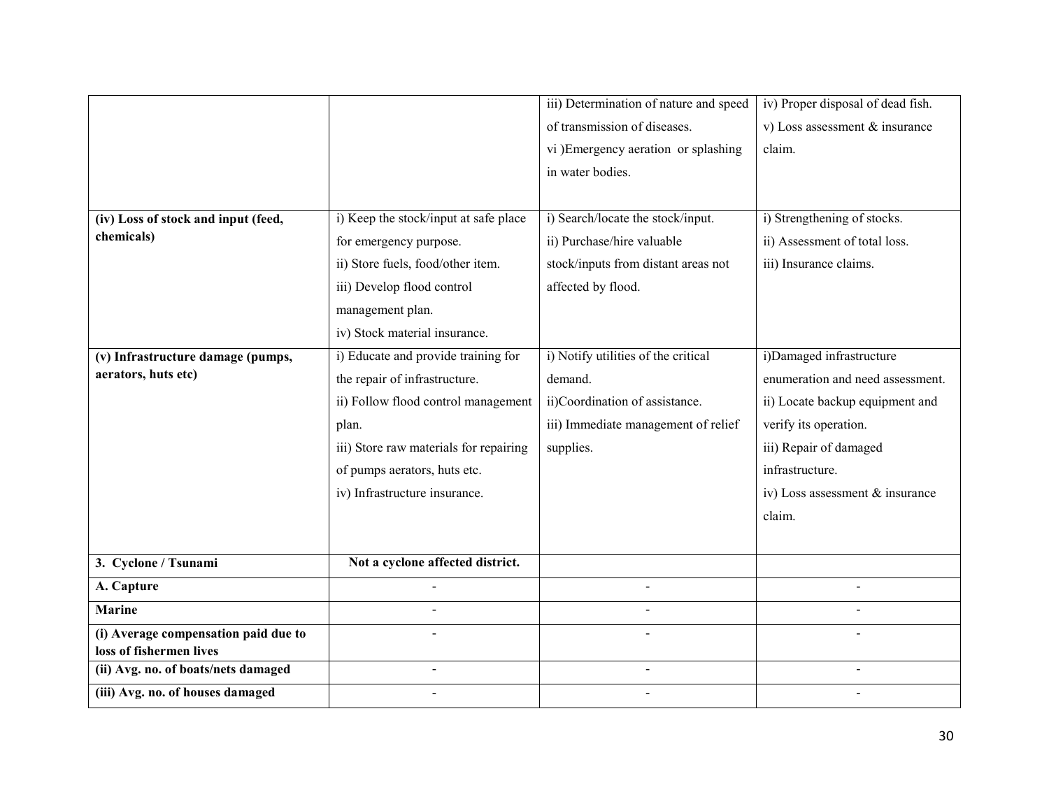| | | | |
|---|---|---|---|
| | | iii) Determination of nature and speed of transmission of diseases.<br>vi )Emergency aeration or splashing in water bodies. | iv) Proper disposal of dead fish.<br>v) Loss assessment & insurance claim. |
| **(iv) Loss of stock and input (feed, chemicals)** | i) Keep the stock/input at safe place for emergency purpose.<br>ii) Store fuels, food/other item.<br>iii) Develop flood control management plan.<br>iv) Stock material insurance. | i) Search/locate the stock/input.<br>ii) Purchase/hire valuable stock/inputs from distant areas not affected by flood. | i) Strengthening of stocks.<br>ii) Assessment of total loss.<br>iii) Insurance claims. |
| **(v) Infrastructure damage (pumps, aerators, huts etc)** | i) Educate and provide training for the repair of infrastructure.<br>ii) Follow flood control management plan.<br>iii) Store raw materials for repairing of pumps aerators, huts etc.<br>iv) Infrastructure insurance. | i) Notify utilities of the critical demand.<br>ii)Coordination of assistance.<br>iii) Immediate management of relief supplies. | i)Damaged infrastructure enumeration and need assessment.<br>ii) Locate backup equipment and verify its operation.<br>iii) Repair of damaged infrastructure.<br>iv) Loss assessment & insurance claim. |
| **3. Cyclone / Tsunami** | **Not a cyclone affected district.** | | |
| **A. Capture** | - | - | - |
| **Marine** | - | - | - |
| **(i) Average compensation paid due to loss of fishermen lives** | - | - | - |
| **(ii) Avg. no. of boats/nets damaged** | - | - | - |
| **(iii) Avg. no. of houses damaged** | - | - | - |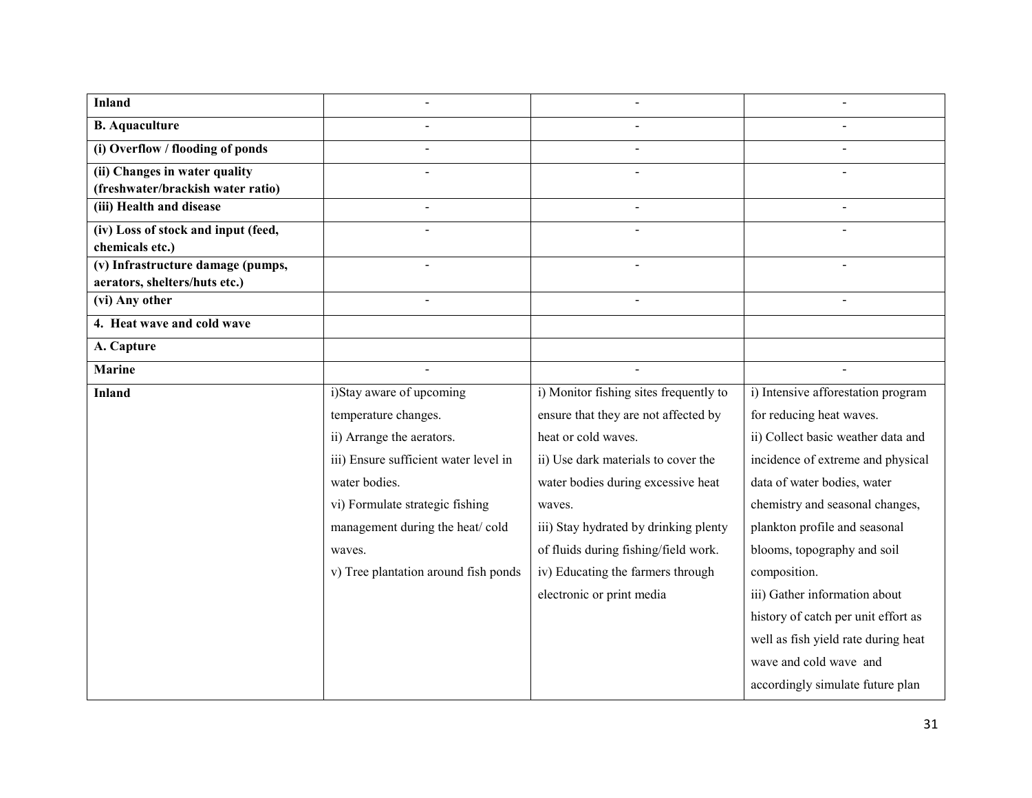| | | | |
|---|---|---|---|
| **Inland** | - | - | - |
| **B. Aquaculture** | - | - | - |
| **(i) Overflow / flooding of ponds** | - | - | - |
| **(ii) Changes in water quality (freshwater/brackish water ratio)** | - | - | - |
| **(iii) Health and disease** | - | - | - |
| **(iv) Loss of stock and input (feed, chemicals etc.)** | - | - | - |
| **(v) Infrastructure damage (pumps, aerators, shelters/huts etc.)** | - | - | - |
| **(vi) Any other** | - | - | - |
| **4. Heat wave and cold wave** | | | |
| **A. Capture** | | | |
| **Marine** | - | - | - |
| **Inland** | i)Stay aware of upcoming temperature changes.<br>ii) Arrange the aerators.<br>iii) Ensure sufficient water level in water bodies.<br>vi) Formulate strategic fishing management during the heat/ cold waves.<br>v) Tree plantation around fish ponds | i) Monitor fishing sites frequently to ensure that they are not affected by heat or cold waves.<br>ii) Use dark materials to cover the water bodies during excessive heat waves.<br>iii) Stay hydrated by drinking plenty of fluids during fishing/field work.<br>iv) Educating the farmers through electronic or print media | i) Intensive afforestation program for reducing heat waves.<br>ii) Collect basic weather data and incidence of extreme and physical data of water bodies, water chemistry and seasonal changes, plankton profile and seasonal blooms, topography and soil composition.<br>iii) Gather information about history of catch per unit effort as well as fish yield rate during heat wave and cold wave and accordingly simulate future plan |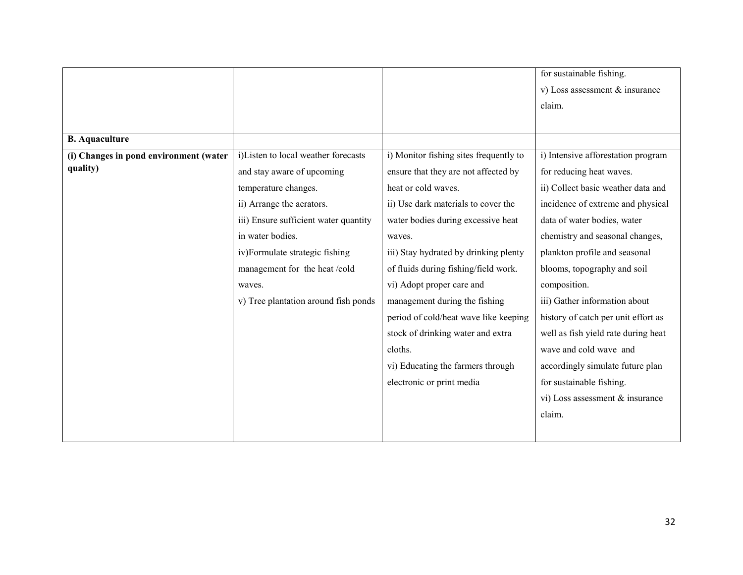| | | | |
|---|---|---|---|
| | | | for sustainable fishing.<br>v) Loss assessment & insurance claim. |
| **B. Aquaculture** | | | |
| **(i) Changes in pond environment (water quality)** | i)Listen to local weather forecasts and stay aware of upcoming temperature changes.<br>ii) Arrange the aerators.<br>iii) Ensure sufficient water quantity in water bodies.<br>iv)Formulate strategic fishing management for the heat /cold waves.<br>v) Tree plantation around fish ponds | i) Monitor fishing sites frequently to ensure that they are not affected by heat or cold waves.<br>ii) Use dark materials to cover the water bodies during excessive heat waves.<br>iii) Stay hydrated by drinking plenty of fluids during fishing/field work.<br>vi) Adopt proper care and management during the fishing period of cold/heat wave like keeping stock of drinking water and extra cloths.<br>vi) Educating the farmers through electronic or print media | i) Intensive afforestation program for reducing heat waves.<br>ii) Collect basic weather data and incidence of extreme and physical data of water bodies, water chemistry and seasonal changes, plankton profile and seasonal blooms, topography and soil composition.<br>iii) Gather information about history of catch per unit effort as well as fish yield rate during heat wave and cold wave and accordingly simulate future plan for sustainable fishing.<br>vi) Loss assessment & insurance claim. |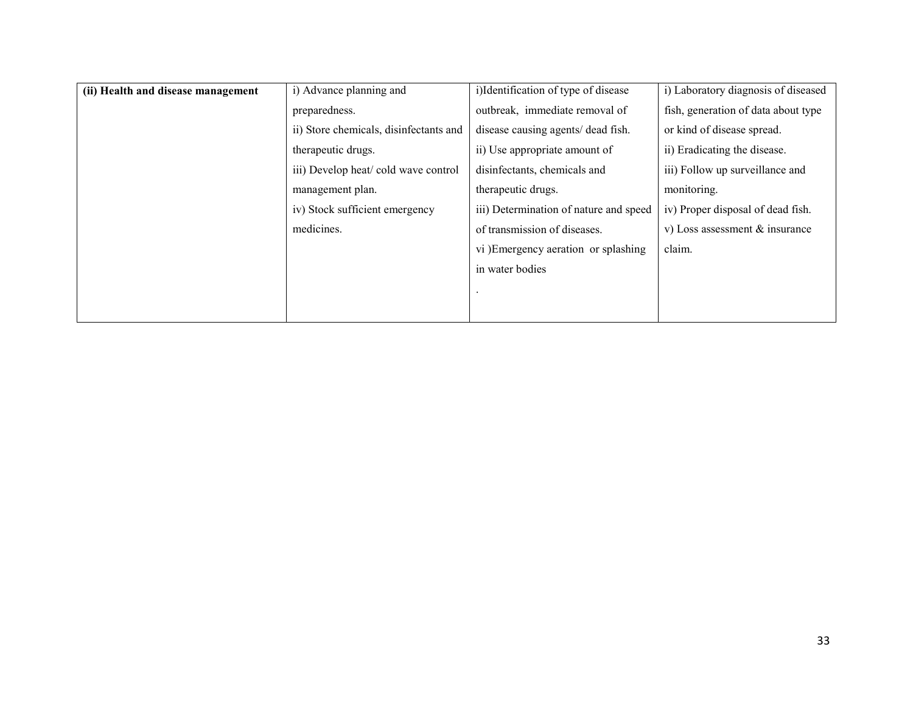| | | | |
|---|---|---|---|
| **(ii) Health and disease management** | i) Advance planning and preparedness.<br>ii) Store chemicals, disinfectants and therapeutic drugs.<br>iii) Develop heat/ cold wave control management plan.<br>iv) Stock sufficient emergency medicines. | i)Identification of type of disease outbreak, immediate removal of disease causing agents/ dead fish.<br>ii) Use appropriate amount of disinfectants, chemicals and therapeutic drugs.<br>iii) Determination of nature and speed of transmission of diseases.<br>vi )Emergency aeration or splashing in water bodies<br>. | i) Laboratory diagnosis of diseased fish, generation of data about type or kind of disease spread.<br>ii) Eradicating the disease.<br>iii) Follow up surveillance and monitoring.<br>iv) Proper disposal of dead fish.<br>v) Loss assessment & insurance claim. |